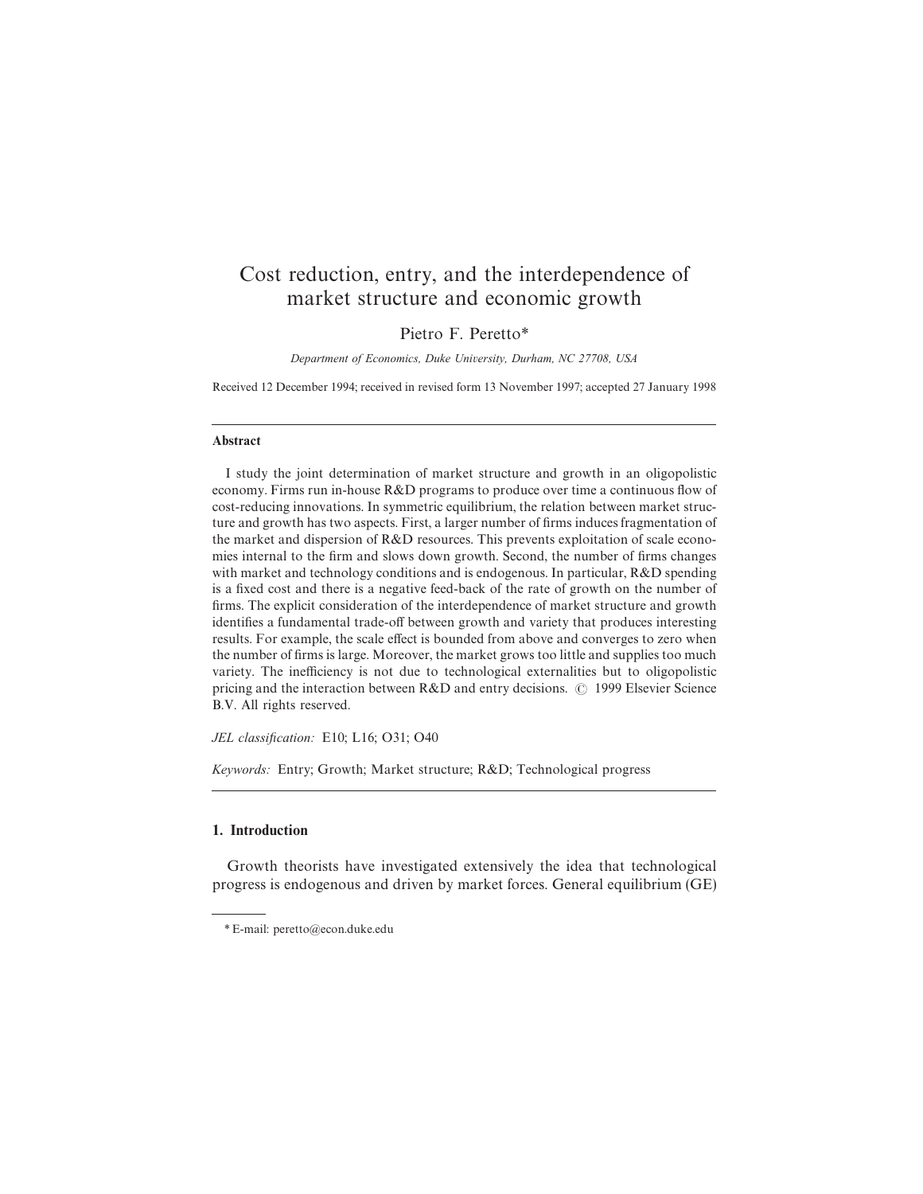# Cost reduction, entry, and the interdependence of market structure and economic growth

Pietro F. Peretto*

*Department of Economics, Duke University, Durham, NC 27708, USA*

Received 12 December 1994; received in revised form 13 November 1997; accepted 27 January 1998

---

## Abstract

I study the joint determination of market structure and growth in an oligopolistic economy. Firms run in-house R&D programs to produce over time a continuous flow of cost-reducing innovations. In symmetric equilibrium, the relation between market structure and growth has two aspects. First, a larger number of firms induces fragmentation of the market and dispersion of R&D resources. This prevents exploitation of scale economies internal to the firm and slows down growth. Second, the number of firms changes with market and technology conditions and is endogenous. In particular, R&D spending is a fixed cost and there is a negative feed-back of the rate of growth on the number of firms. The explicit consideration of the interdependence of market structure and growth identifies a fundamental trade-off between growth and variety that produces interesting results. For example, the scale effect is bounded from above and converges to zero when the number of firms is large. Moreover, the market grows too little and supplies too much variety. The inefficiency is not due to technological externalities but to oligopolistic pricing and the interaction between R&D and entry decisions. © 1999 Elsevier Science B.V. All rights reserved.

*JEL classification:* E10; L16; O31; O40

*Keywords:* Entry; Growth; Market structure; R&D; Technological progress

---

## 1. Introduction

Growth theorists have investigated extensively the idea that technological progress is endogenous and driven by market forces. General equilibrium (GE)

---

\* E-mail: peretto@econ.duke.edu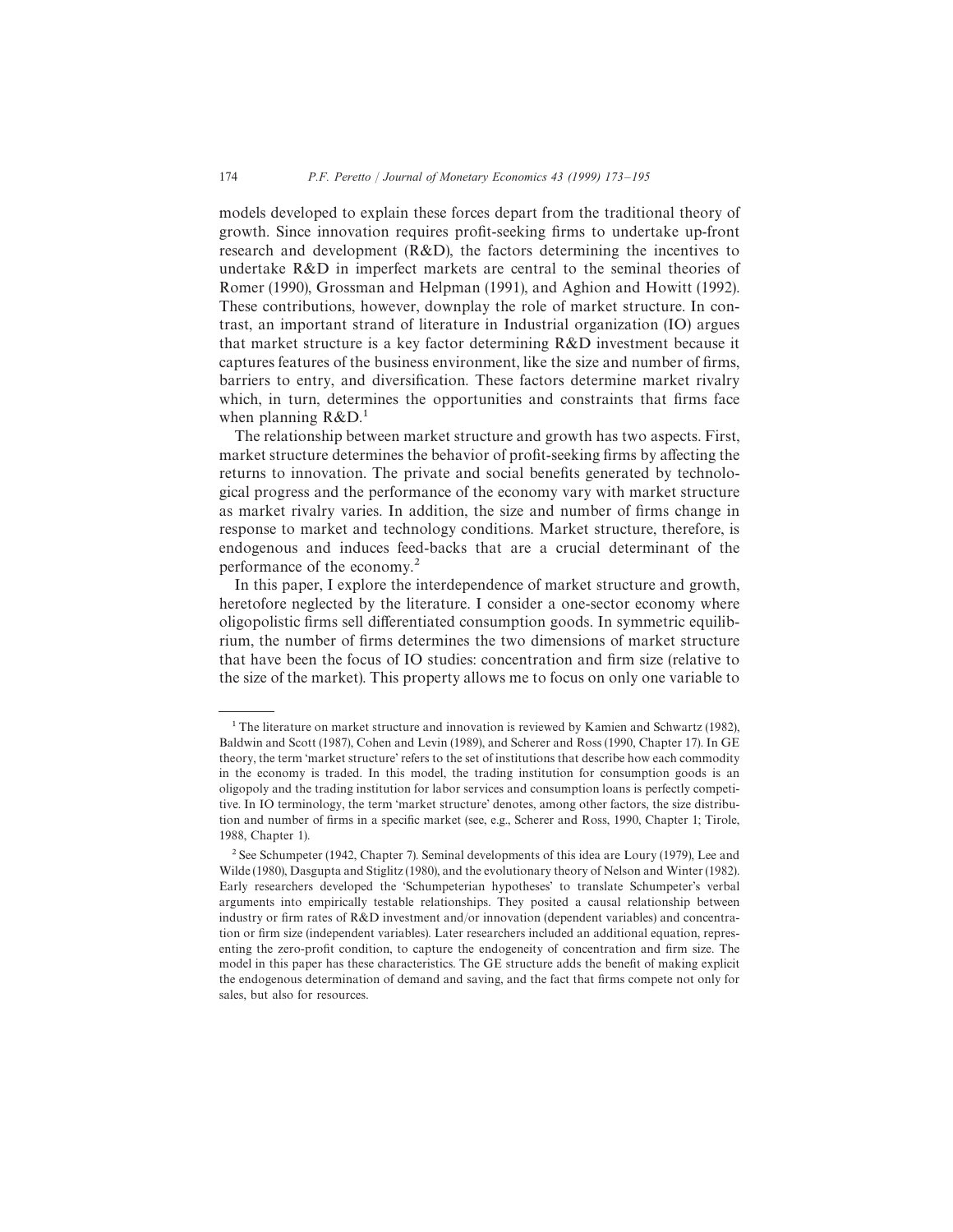models developed to explain these forces depart from the traditional theory of growth. Since innovation requires profit-seeking firms to undertake up-front research and development (R&D), the factors determining the incentives to undertake R&D in imperfect markets are central to the seminal theories of Romer (1990), Grossman and Helpman (1991), and Aghion and Howitt (1992). These contributions, however, downplay the role of market structure. In contrast, an important strand of literature in Industrial organization (IO) argues that market structure is a key factor determining R&D investment because it captures features of the business environment, like the size and number of firms, barriers to entry, and diversification. These factors determine market rivalry which, in turn, determines the opportunities and constraints that firms face when planning R&D.[1]

The relationship between market structure and growth has two aspects. First, market structure determines the behavior of profit-seeking firms by affecting the returns to innovation. The private and social benefits generated by technological progress and the performance of the economy vary with market structure as market rivalry varies. In addition, the size and number of firms change in response to market and technology conditions. Market structure, therefore, is endogenous and induces feed-backs that are a crucial determinant of the performance of the economy.[2]

In this paper, I explore the interdependence of market structure and growth, heretofore neglected by the literature. I consider a one-sector economy where oligopolistic firms sell differentiated consumption goods. In symmetric equilibrium, the number of firms determines the two dimensions of market structure that have been the focus of IO studies: concentration and firm size (relative to the size of the market). This property allows me to focus on only one variable to

---

[1] The literature on market structure and innovation is reviewed by Kamien and Schwartz (1982), Baldwin and Scott (1987), Cohen and Levin (1989), and Scherer and Ross (1990, Chapter 17). In GE theory, the term 'market structure' refers to the set of institutions that describe how each commodity in the economy is traded. In this model, the trading institution for consumption goods is an oligopoly and the trading institution for labor services and consumption loans is perfectly competitive. In IO terminology, the term 'market structure' denotes, among other factors, the size distribution and number of firms in a specific market (see, e.g., Scherer and Ross, 1990, Chapter 1; Tirole, 1988, Chapter 1).

[2] See Schumpeter (1942, Chapter 7). Seminal developments of this idea are Loury (1979), Lee and Wilde (1980), Dasgupta and Stiglitz (1980), and the evolutionary theory of Nelson and Winter (1982). Early researchers developed the 'Schumpeterian hypotheses' to translate Schumpeter's verbal arguments into empirically testable relationships. They posited a causal relationship between industry or firm rates of R&D investment and/or innovation (dependent variables) and concentration or firm size (independent variables). Later researchers included an additional equation, representing the zero-profit condition, to capture the endogeneity of concentration and firm size. The model in this paper has these characteristics. The GE structure adds the benefit of making explicit the endogenous determination of demand and saving, and the fact that firms compete not only for sales, but also for resources.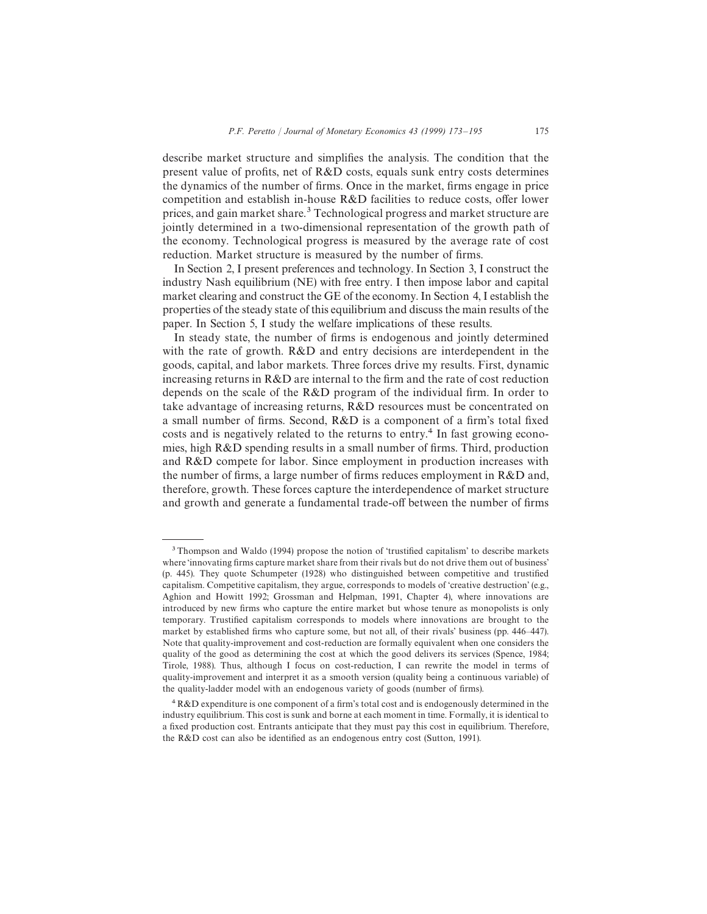describe market structure and simplifies the analysis. The condition that the present value of profits, net of R&D costs, equals sunk entry costs determines the dynamics of the number of firms. Once in the market, firms engage in price competition and establish in-house R&D facilities to reduce costs, offer lower prices, and gain market share.[3] Technological progress and market structure are jointly determined in a two-dimensional representation of the growth path of the economy. Technological progress is measured by the average rate of cost reduction. Market structure is measured by the number of firms.

In Section 2, I present preferences and technology. In Section 3, I construct the industry Nash equilibrium (NE) with free entry. I then impose labor and capital market clearing and construct the GE of the economy. In Section 4, I establish the properties of the steady state of this equilibrium and discuss the main results of the paper. In Section 5, I study the welfare implications of these results.

In steady state, the number of firms is endogenous and jointly determined with the rate of growth. R&D and entry decisions are interdependent in the goods, capital, and labor markets. Three forces drive my results. First, dynamic increasing returns in R&D are internal to the firm and the rate of cost reduction depends on the scale of the R&D program of the individual firm. In order to take advantage of increasing returns, R&D resources must be concentrated on a small number of firms. Second, R&D is a component of a firm's total fixed costs and is negatively related to the returns to entry.[4] In fast growing economies, high R&D spending results in a small number of firms. Third, production and R&D compete for labor. Since employment in production increases with the number of firms, a large number of firms reduces employment in R&D and, therefore, growth. These forces capture the interdependence of market structure and growth and generate a fundamental trade-off between the number of firms

---

[3] Thompson and Waldo (1994) propose the notion of 'trustified capitalism' to describe markets where 'innovating firms capture market share from their rivals but do not drive them out of business' (p. 445). They quote Schumpeter (1928) who distinguished between competitive and trustified capitalism. Competitive capitalism, they argue, corresponds to models of 'creative destruction' (e.g., Aghion and Howitt 1992; Grossman and Helpman, 1991, Chapter 4), where innovations are introduced by new firms who capture the entire market but whose tenure as monopolists is only temporary. Trustified capitalism corresponds to models where innovations are brought to the market by established firms who capture some, but not all, of their rivals' business (pp. 446–447). Note that quality-improvement and cost-reduction are formally equivalent when one considers the quality of the good as determining the cost at which the good delivers its services (Spence, 1984; Tirole, 1988). Thus, although I focus on cost-reduction, I can rewrite the model in terms of quality-improvement and interpret it as a smooth version (quality being a continuous variable) of the quality-ladder model with an endogenous variety of goods (number of firms).

[4] R&D expenditure is one component of a firm's total cost and is endogenously determined in the industry equilibrium. This cost is sunk and borne at each moment in time. Formally, it is identical to a fixed production cost. Entrants anticipate that they must pay this cost in equilibrium. Therefore, the R&D cost can also be identified as an endogenous entry cost (Sutton, 1991).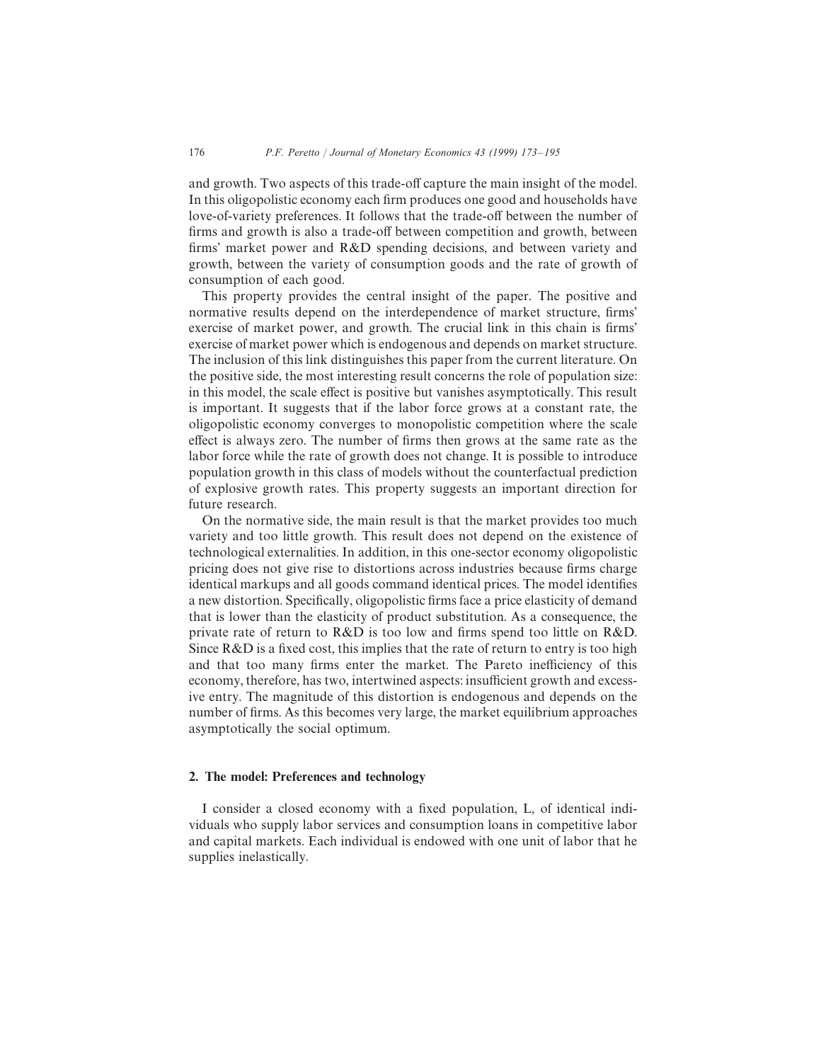and growth. Two aspects of this trade-off capture the main insight of the model. In this oligopolistic economy each firm produces one good and households have love-of-variety preferences. It follows that the trade-off between the number of firms and growth is also a trade-off between competition and growth, between firms' market power and R&D spending decisions, and between variety and growth, between the variety of consumption goods and the rate of growth of consumption of each good.

This property provides the central insight of the paper. The positive and normative results depend on the interdependence of market structure, firms' exercise of market power, and growth. The crucial link in this chain is firms' exercise of market power which is endogenous and depends on market structure. The inclusion of this link distinguishes this paper from the current literature. On the positive side, the most interesting result concerns the role of population size: in this model, the scale effect is positive but vanishes asymptotically. This result is important. It suggests that if the labor force grows at a constant rate, the oligopolistic economy converges to monopolistic competition where the scale effect is always zero. The number of firms then grows at the same rate as the labor force while the rate of growth does not change. It is possible to introduce population growth in this class of models without the counterfactual prediction of explosive growth rates. This property suggests an important direction for future research.

On the normative side, the main result is that the market provides too much variety and too little growth. This result does not depend on the existence of technological externalities. In addition, in this one-sector economy oligopolistic pricing does not give rise to distortions across industries because firms charge identical markups and all goods command identical prices. The model identifies a new distortion. Specifically, oligopolistic firms face a price elasticity of demand that is lower than the elasticity of product substitution. As a consequence, the private rate of return to R&D is too low and firms spend too little on R&D. Since R&D is a fixed cost, this implies that the rate of return to entry is too high and that too many firms enter the market. The Pareto inefficiency of this economy, therefore, has two, intertwined aspects: insufficient growth and excessive entry. The magnitude of this distortion is endogenous and depends on the number of firms. As this becomes very large, the market equilibrium approaches asymptotically the social optimum.

## 2. The model: Preferences and technology

I consider a closed economy with a fixed population, L, of identical individuals who supply labor services and consumption loans in competitive labor and capital markets. Each individual is endowed with one unit of labor that he supplies inelastically.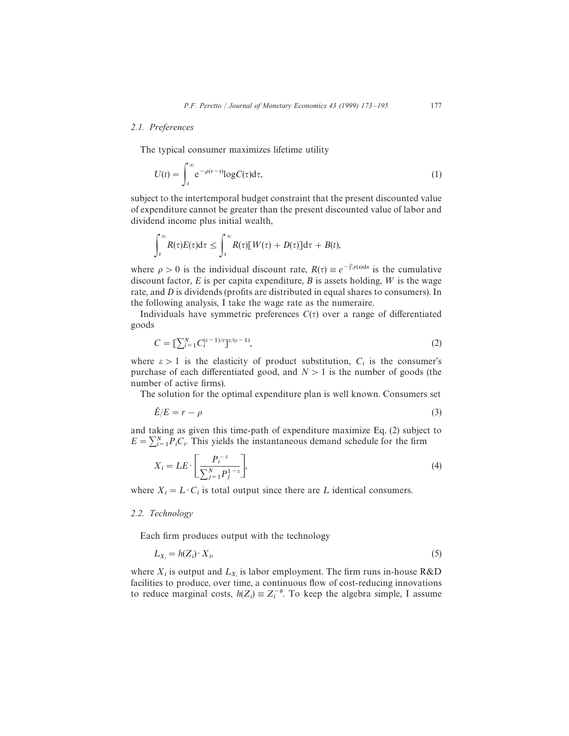### 2.1. Preferences

The typical consumer maximizes lifetime utility

$$U(t) = \int_t^\infty e^{-\rho(\tau - t)} \log C(\tau) \mathrm{d}\tau, \tag{1}$$

subject to the intertemporal budget constraint that the present discounted value of expenditure cannot be greater than the present discounted value of labor and dividend income plus initial wealth,

$$\int_t^\infty R(\tau)E(\tau)\mathrm{d}\tau \leq \int_t^\infty R(\tau)[W(\tau) + D(\tau)]\mathrm{d}\tau + B(t),$$

where $\rho > 0$ is the individual discount rate, $R(\tau) \equiv e^{-\int_t^\tau r(s)\mathrm{d}s}$ is the cumulative discount factor, $E$ is per capita expenditure, $B$ is assets holding, $W$ is the wage rate, and $D$ is dividends (profits are distributed in equal shares to consumers). In the following analysis, I take the wage rate as the numeraire.

Individuals have symmetric preferences $C(\tau)$ over a range of differentiated goods

$$C = \left[\sum_{i=1}^N C_i^{(\varepsilon-1)/\varepsilon}\right]^{\varepsilon/(\varepsilon-1)}, \tag{2}$$

where $\varepsilon > 1$ is the elasticity of product substitution, $C_i$ is the consumer's purchase of each differentiated good, and $N > 1$ is the number of goods (the number of active firms).

The solution for the optimal expenditure plan is well known. Consumers set

$$\dot{E}/E = r - \rho \tag{3}$$

and taking as given this time-path of expenditure maximize Eq. (2) subject to $E = \sum_{i=1}^N P_i C_i$. This yields the instantaneous demand schedule for the firm

$$X_i = LE \cdot \left[\frac{P_i^{-\varepsilon}}{\sum_{j=1}^N P_j^{1-\varepsilon}}\right], \tag{4}$$

where $X_i = L \cdot C_i$ is total output since there are $L$ identical consumers.

### 2.2. Technology

Each firm produces output with the technology

$$L_{X_i} = h(Z_i) \cdot X_i, \tag{5}$$

where $X_i$ is output and $L_{X_i}$ is labor employment. The firm runs in-house R&D facilities to produce, over time, a continuous flow of cost-reducing innovations to reduce marginal costs, $h(Z_i) \equiv Z_i^{-\theta}$. To keep the algebra simple, I assume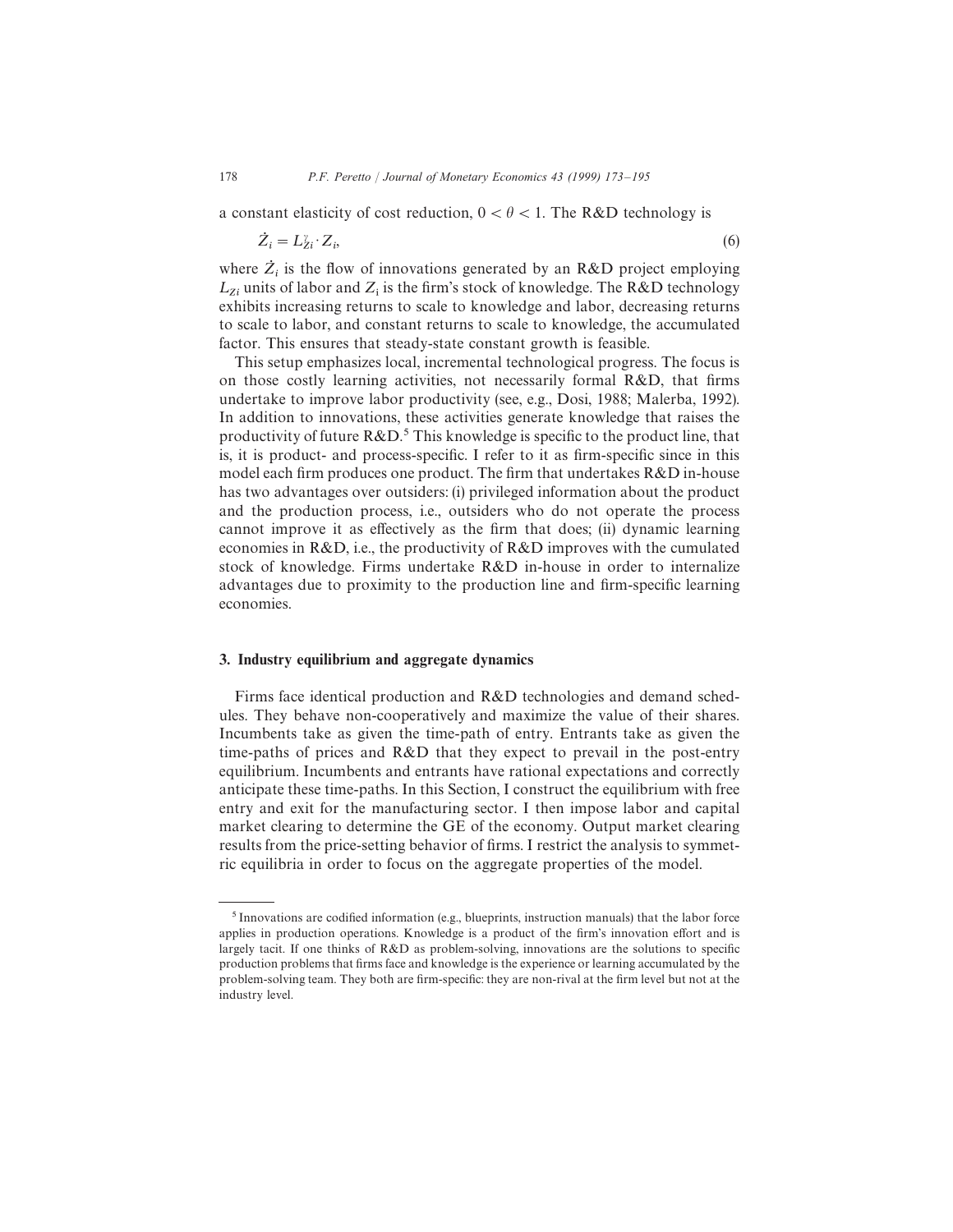a constant elasticity of cost reduction, $0 < \theta < 1$. The R&D technology is

$$\dot{Z}_i = L_{Zi}^{\gamma} \cdot Z_i, \tag{6}$$

where $\dot{Z}_i$ is the flow of innovations generated by an R&D project employing $L_{Zi}$ units of labor and $Z_i$ is the firm's stock of knowledge. The R&D technology exhibits increasing returns to scale to knowledge and labor, decreasing returns to scale to labor, and constant returns to scale to knowledge, the accumulated factor. This ensures that steady-state constant growth is feasible.

This setup emphasizes local, incremental technological progress. The focus is on those costly learning activities, not necessarily formal R&D, that firms undertake to improve labor productivity (see, e.g., Dosi, 1988; Malerba, 1992). In addition to innovations, these activities generate knowledge that raises the productivity of future R&D.[5] This knowledge is specific to the product line, that is, it is product- and process-specific. I refer to it as firm-specific since in this model each firm produces one product. The firm that undertakes R&D in-house has two advantages over outsiders: (i) privileged information about the product and the production process, i.e., outsiders who do not operate the process cannot improve it as effectively as the firm that does; (ii) dynamic learning economies in R&D, i.e., the productivity of R&D improves with the cumulated stock of knowledge. Firms undertake R&D in-house in order to internalize advantages due to proximity to the production line and firm-specific learning economies.

## 3. Industry equilibrium and aggregate dynamics

Firms face identical production and R&D technologies and demand schedules. They behave non-cooperatively and maximize the value of their shares. Incumbents take as given the time-path of entry. Entrants take as given the time-paths of prices and R&D that they expect to prevail in the post-entry equilibrium. Incumbents and entrants have rational expectations and correctly anticipate these time-paths. In this Section, I construct the equilibrium with free entry and exit for the manufacturing sector. I then impose labor and capital market clearing to determine the GE of the economy. Output market clearing results from the price-setting behavior of firms. I restrict the analysis to symmetric equilibria in order to focus on the aggregate properties of the model.

---

[5] Innovations are codified information (e.g., blueprints, instruction manuals) that the labor force applies in production operations. Knowledge is a product of the firm's innovation effort and is largely tacit. If one thinks of R&D as problem-solving, innovations are the solutions to specific production problems that firms face and knowledge is the experience or learning accumulated by the problem-solving team. They both are firm-specific: they are non-rival at the firm level but not at the industry level.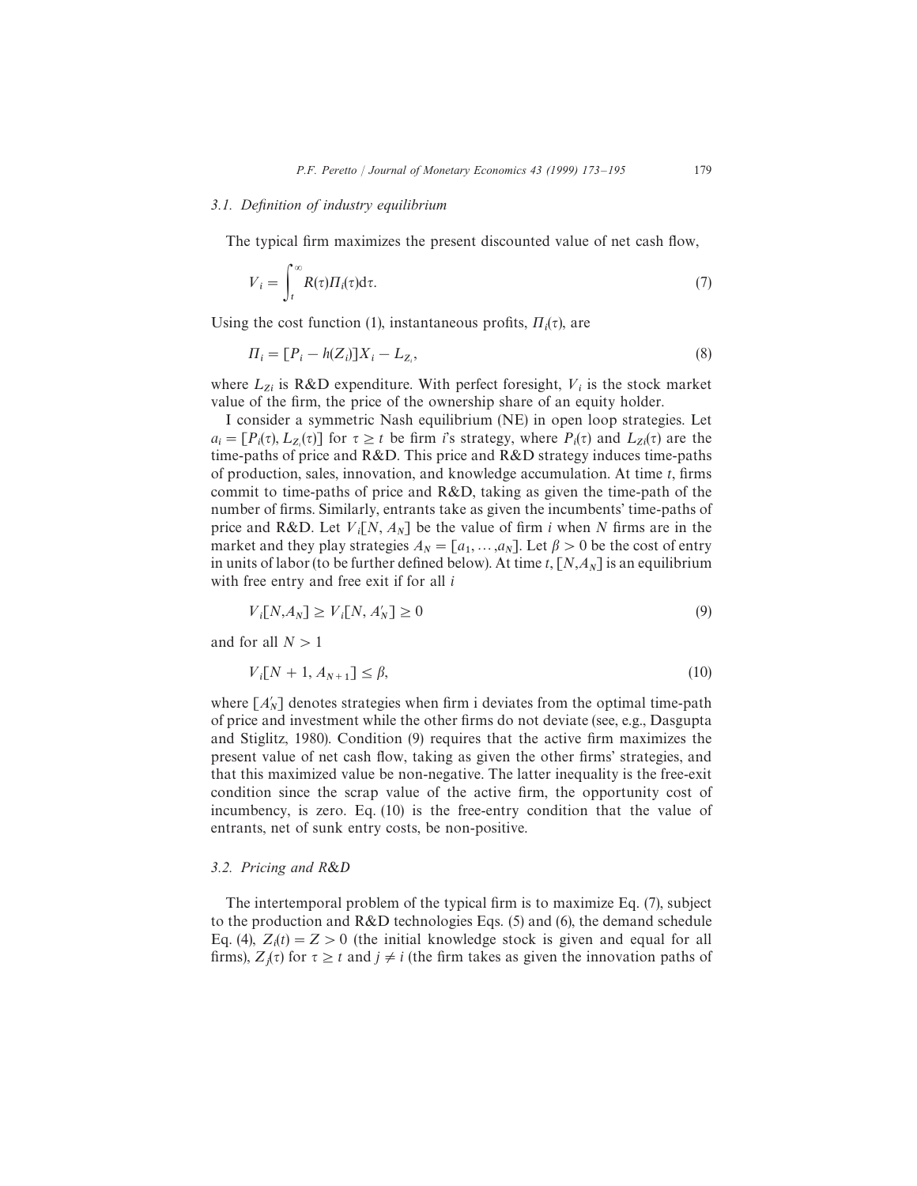### 3.1. Definition of industry equilibrium

The typical firm maximizes the present discounted value of net cash flow,

$$V_i = \int_t^{\infty} R(\tau)\Pi_i(\tau)\mathrm{d}\tau. \tag{7}$$

Using the cost function (1), instantaneous profits, $\Pi_i(\tau)$, are

$$\Pi_i = [P_i - h(Z_i)]X_i - L_{Z_i}, \tag{8}$$

where $L_{Zi}$ is R&D expenditure. With perfect foresight, $V_i$ is the stock market value of the firm, the price of the ownership share of an equity holder.

I consider a symmetric Nash equilibrium (NE) in open loop strategies. Let $a_i = [P_i(\tau), L_{Z_i}(\tau)]$ for $\tau \geq t$ be firm $i$'s strategy, where $P_i(\tau)$ and $L_{Zi}(\tau)$ are the time-paths of price and R&D. This price and R&D strategy induces time-paths of production, sales, innovation, and knowledge accumulation. At time $t$, firms commit to time-paths of price and R&D, taking as given the time-path of the number of firms. Similarly, entrants take as given the incumbents' time-paths of price and R&D. Let $V_i[N, A_N]$ be the value of firm $i$ when $N$ firms are in the market and they play strategies $A_N = [a_1, \ldots, a_N]$. Let $\beta > 0$ be the cost of entry in units of labor (to be further defined below). At time $t$, $[N, A_N]$ is an equilibrium with free entry and free exit if for all $i$

$$V_i[N, A_N] \geq V_i[N, A'_N] \geq 0 \tag{9}$$

and for all $N > 1$

$$V_i[N+1, A_{N+1}] \leq \beta, \tag{10}$$

where $[A'_N]$ denotes strategies when firm i deviates from the optimal time-path of price and investment while the other firms do not deviate (see, e.g., Dasgupta and Stiglitz, 1980). Condition (9) requires that the active firm maximizes the present value of net cash flow, taking as given the other firms' strategies, and that this maximized value be non-negative. The latter inequality is the free-exit condition since the scrap value of the active firm, the opportunity cost of incumbency, is zero. Eq. (10) is the free-entry condition that the value of entrants, net of sunk entry costs, be non-positive.

### 3.2. Pricing and R&D

The intertemporal problem of the typical firm is to maximize Eq. (7), subject to the production and R&D technologies Eqs. (5) and (6), the demand schedule Eq. (4), $Z_i(t) = Z > 0$ (the initial knowledge stock is given and equal for all firms), $Z_j(\tau)$ for $\tau \geq t$ and $j \neq i$ (the firm takes as given the innovation paths of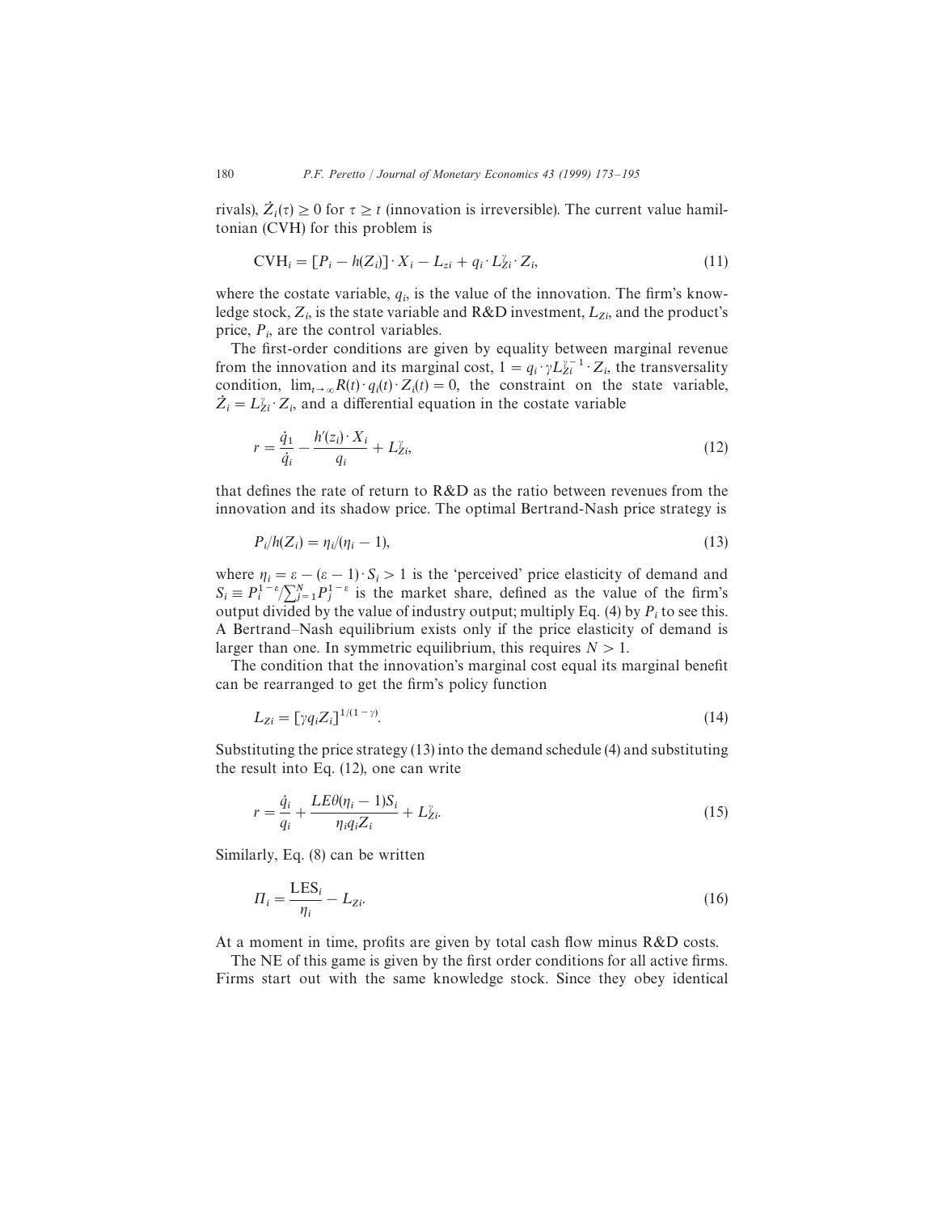rivals), $\dot{Z}_i(\tau) \geq 0$ for $\tau \geq t$ (innovation is irreversible). The current value hamiltonian (CVH) for this problem is

$$\text{CVH}_i = [P_i - h(Z_i)] \cdot X_i - L_{zi} + q_i \cdot L_{Zi}^{\gamma} \cdot Z_i, \tag{11}$$

where the costate variable, $q_i$, is the value of the innovation. The firm's knowledge stock, $Z_i$, is the state variable and R&D investment, $L_{Zi}$, and the product's price, $P_i$, are the control variables.

The first-order conditions are given by equality between marginal revenue from the innovation and its marginal cost, $1 = q_i \cdot \gamma L_{Zi}^{\gamma-1} \cdot Z_i$, the transversality condition, $\lim_{t\to\infty} R(t) \cdot q_i(t) \cdot Z_i(t) = 0$, the constraint on the state variable, $\dot{Z}_i = L_{Zi}^{\gamma} \cdot Z_i$, and a differential equation in the costate variable

$$r = \frac{\dot{q}_1}{\dot{q}_i} - \frac{h'(z_i) \cdot X_i}{q_i} + L_{Zi}^{\gamma}, \tag{12}$$

that defines the rate of return to R&D as the ratio between revenues from the innovation and its shadow price. The optimal Bertrand-Nash price strategy is

$$P_i / h(Z_i) = \eta_i / (\eta_i - 1), \tag{13}$$

where $\eta_i = \varepsilon - (\varepsilon - 1) \cdot S_i > 1$ is the 'perceived' price elasticity of demand and $S_i \equiv P_i^{1-\varepsilon} / \sum_{j=1}^{N} P_j^{1-\varepsilon}$ is the market share, defined as the value of the firm's output divided by the value of industry output; multiply Eq. (4) by $P_i$ to see this. A Bertrand–Nash equilibrium exists only if the price elasticity of demand is larger than one. In symmetric equilibrium, this requires $N > 1$.

The condition that the innovation's marginal cost equal its marginal benefit can be rearranged to get the firm's policy function

$$L_{Zi} = [\gamma q_i Z_i]^{1/(1-\gamma)}. \tag{14}$$

Substituting the price strategy (13) into the demand schedule (4) and substituting the result into Eq. (12), one can write

$$r = \frac{\dot{q}_i}{q_i} + \frac{LE\theta(\eta_i - 1)S_i}{\eta_i q_i Z_i} + L_{Zi}^{\gamma}. \tag{15}$$

Similarly, Eq. (8) can be written

$$\Pi_i = \frac{\text{LES}_i}{\eta_i} - L_{Zi}. \tag{16}$$

At a moment in time, profits are given by total cash flow minus R&D costs.

The NE of this game is given by the first order conditions for all active firms. Firms start out with the same knowledge stock. Since they obey identical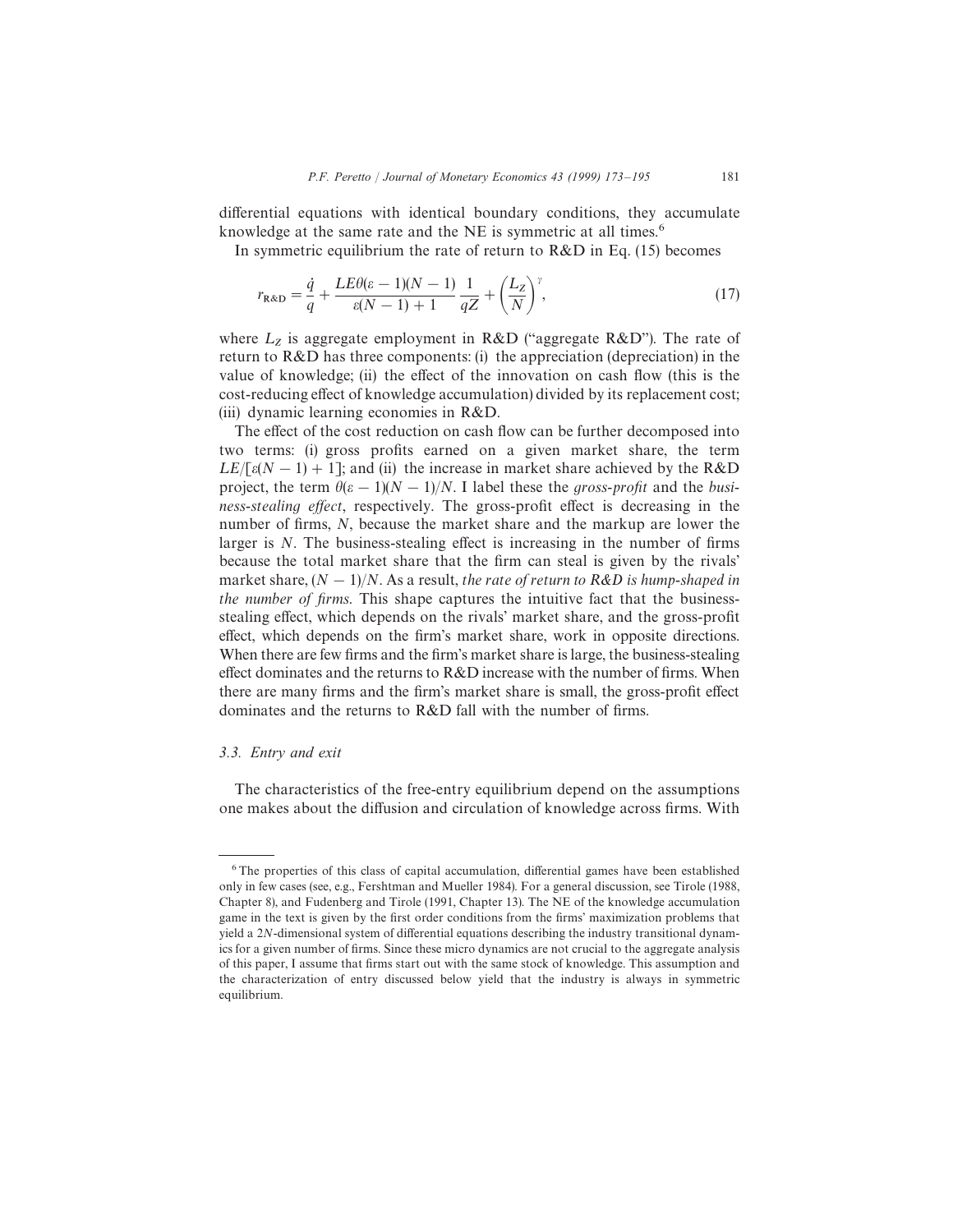differential equations with identical boundary conditions, they accumulate knowledge at the same rate and the NE is symmetric at all times.[6]

In symmetric equilibrium the rate of return to R&D in Eq. (15) becomes

$$r_{\text{R\&D}} = \frac{\dot{q}}{q} + \frac{LE\theta(\varepsilon - 1)(N-1)}{\varepsilon(N-1)+1}\frac{1}{qZ} + \left(\frac{L_Z}{N}\right)^{\gamma}, \tag{17}$$

where $L_Z$ is aggregate employment in R&D ("aggregate R&D"). The rate of return to R&D has three components: (i) the appreciation (depreciation) in the value of knowledge; (ii) the effect of the innovation on cash flow (this is the cost-reducing effect of knowledge accumulation) divided by its replacement cost; (iii) dynamic learning economies in R&D.

The effect of the cost reduction on cash flow can be further decomposed into two terms: (i) gross profits earned on a given market share, the term $LE/[\varepsilon(N-1)+1]$; and (ii) the increase in market share achieved by the R&D project, the term $\theta(\varepsilon-1)(N-1)/N$. I label these the *gross-profit* and the *business-stealing effect*, respectively. The gross-profit effect is decreasing in the number of firms, $N$, because the market share and the markup are lower the larger is $N$. The business-stealing effect is increasing in the number of firms because the total market share that the firm can steal is given by the rivals' market share, $(N-1)/N$. As a result, *the rate of return to R&D is hump-shaped in the number of firms*. This shape captures the intuitive fact that the business-stealing effect, which depends on the rivals' market share, and the gross-profit effect, which depends on the firm's market share, work in opposite directions. When there are few firms and the firm's market share is large, the business-stealing effect dominates and the returns to R&D increase with the number of firms. When there are many firms and the firm's market share is small, the gross-profit effect dominates and the returns to R&D fall with the number of firms.

### 3.3. Entry and exit

The characteristics of the free-entry equilibrium depend on the assumptions one makes about the diffusion and circulation of knowledge across firms. With

---

[6] The properties of this class of capital accumulation, differential games have been established only in few cases (see, e.g., Fershtman and Mueller 1984). For a general discussion, see Tirole (1988, Chapter 8), and Fudenberg and Tirole (1991, Chapter 13). The NE of the knowledge accumulation game in the text is given by the first order conditions from the firms' maximization problems that yield a $2N$-dimensional system of differential equations describing the industry transitional dynamics for a given number of firms. Since these micro dynamics are not crucial to the aggregate analysis of this paper, I assume that firms start out with the same stock of knowledge. This assumption and the characterization of entry discussed below yield that the industry is always in symmetric equilibrium.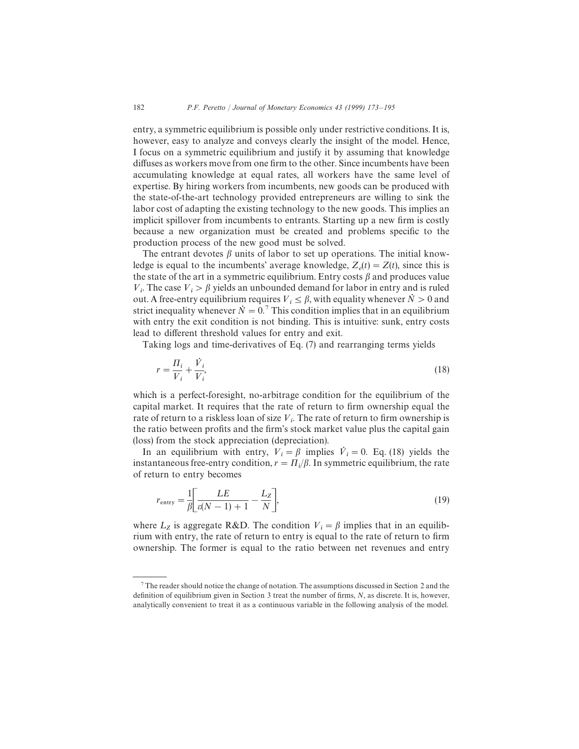entry, a symmetric equilibrium is possible only under restrictive conditions. It is, however, easy to analyze and conveys clearly the insight of the model. Hence, I focus on a symmetric equilibrium and justify it by assuming that knowledge diffuses as workers move from one firm to the other. Since incumbents have been accumulating knowledge at equal rates, all workers have the same level of expertise. By hiring workers from incumbents, new goods can be produced with the state-of-the-art technology provided entrepreneurs are willing to sink the labor cost of adapting the existing technology to the new goods. This implies an implicit spillover from incumbents to entrants. Starting up a new firm is costly because a new organization must be created and problems specific to the production process of the new good must be solved.

The entrant devotes $\beta$ units of labor to set up operations. The initial knowledge is equal to the incumbents' average knowledge, $Z_e(t) = Z(t)$, since this is the state of the art in a symmetric equilibrium. Entry costs $\beta$ and produces value $V_i$. The case $V_i > \beta$ yields an unbounded demand for labor in entry and is ruled out. A free-entry equilibrium requires $V_i \leq \beta$, with equality whenever $\dot{N} > 0$ and strict inequality whenever $\dot{N} = 0$.[7] This condition implies that in an equilibrium with entry the exit condition is not binding. This is intuitive: sunk, entry costs lead to different threshold values for entry and exit.

Taking logs and time-derivatives of Eq. (7) and rearranging terms yields

$$r = \frac{\Pi_i}{V_i} + \frac{\dot{V}_i}{V_i}, \tag{18}$$

which is a perfect-foresight, no-arbitrage condition for the equilibrium of the capital market. It requires that the rate of return to firm ownership equal the rate of return to a riskless loan of size $V_i$. The rate of return to firm ownership is the ratio between profits and the firm's stock market value plus the capital gain (loss) from the stock appreciation (depreciation).

In an equilibrium with entry, $V_i = \beta$ implies $\dot{V}_i = 0$. Eq. (18) yields the instantaneous free-entry condition, $r = \Pi_i/\beta$. In symmetric equilibrium, the rate of return to entry becomes

$$r_{\text{entry}} = \frac{1}{\beta}\left[\frac{LE}{\varepsilon(N-1)+1} - \frac{L_Z}{N}\right], \tag{19}$$

where $L_Z$ is aggregate R&D. The condition $V_i = \beta$ implies that in an equilibrium with entry, the rate of return to entry is equal to the rate of return to firm ownership. The former is equal to the ratio between net revenues and entry

---

[7] The reader should notice the change of notation. The assumptions discussed in Section 2 and the definition of equilibrium given in Section 3 treat the number of firms, $N$, as discrete. It is, however, analytically convenient to treat it as a continuous variable in the following analysis of the model.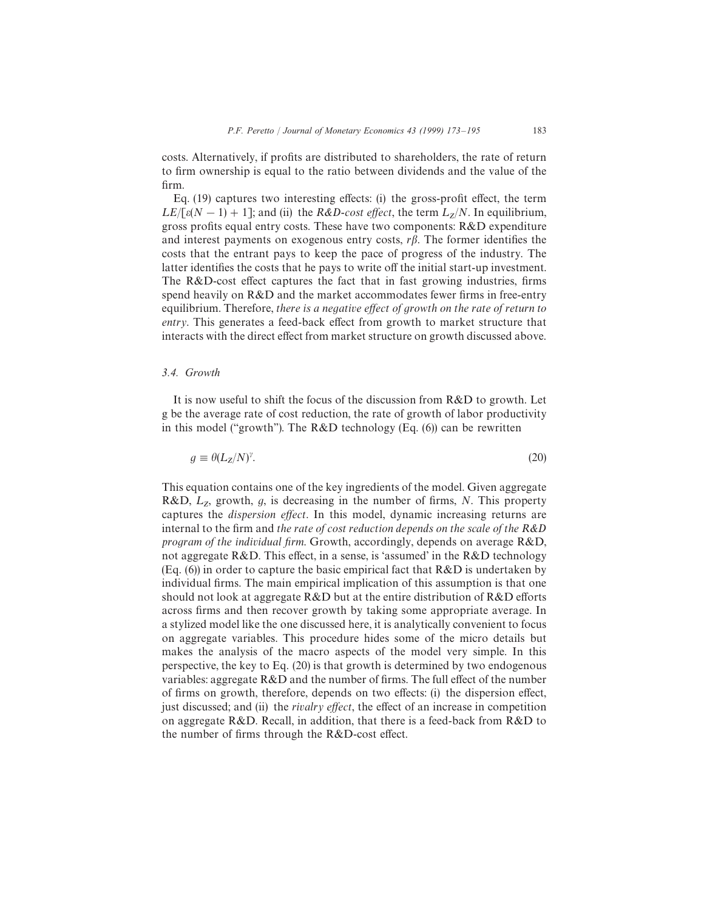costs. Alternatively, if profits are distributed to shareholders, the rate of return to firm ownership is equal to the ratio between dividends and the value of the firm.

Eq. (19) captures two interesting effects: (i) the gross-profit effect, the term $LE/[\varepsilon(N-1)+1]$; and (ii) the *R&D-cost effect*, the term $L_Z/N$. In equilibrium, gross profits equal entry costs. These have two components: R&D expenditure and interest payments on exogenous entry costs, $r\beta$. The former identifies the costs that the entrant pays to keep the pace of progress of the industry. The latter identifies the costs that he pays to write off the initial start-up investment. The R&D-cost effect captures the fact that in fast growing industries, firms spend heavily on R&D and the market accommodates fewer firms in free-entry equilibrium. Therefore, *there is a negative effect of growth on the rate of return to entry*. This generates a feed-back effect from growth to market structure that interacts with the direct effect from market structure on growth discussed above.

### 3.4. Growth

It is now useful to shift the focus of the discussion from R&D to growth. Let g be the average rate of cost reduction, the rate of growth of labor productivity in this model ("growth"). The R&D technology (Eq. (6)) can be rewritten

$$g \equiv \theta(L_Z/N)^{\gamma}. \tag{20}$$

This equation contains one of the key ingredients of the model. Given aggregate R&D, $L_Z$, growth, $g$, is decreasing in the number of firms, $N$. This property captures the *dispersion effect*. In this model, dynamic increasing returns are internal to the firm and *the rate of cost reduction depends on the scale of the R&D program of the individual firm*. Growth, accordingly, depends on average R&D, not aggregate R&D. This effect, in a sense, is 'assumed' in the R&D technology (Eq. (6)) in order to capture the basic empirical fact that R&D is undertaken by individual firms. The main empirical implication of this assumption is that one should not look at aggregate R&D but at the entire distribution of R&D efforts across firms and then recover growth by taking some appropriate average. In a stylized model like the one discussed here, it is analytically convenient to focus on aggregate variables. This procedure hides some of the micro details but makes the analysis of the macro aspects of the model very simple. In this perspective, the key to Eq. (20) is that growth is determined by two endogenous variables: aggregate R&D and the number of firms. The full effect of the number of firms on growth, therefore, depends on two effects: (i) the dispersion effect, just discussed; and (ii) the *rivalry effect*, the effect of an increase in competition on aggregate R&D. Recall, in addition, that there is a feed-back from R&D to the number of firms through the R&D-cost effect.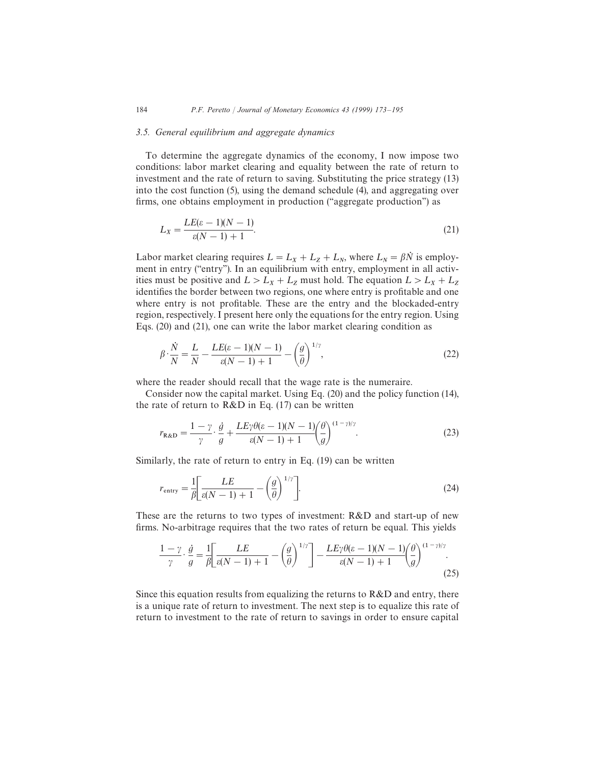### 3.5. General equilibrium and aggregate dynamics

To determine the aggregate dynamics of the economy, I now impose two conditions: labor market clearing and equality between the rate of return to investment and the rate of return to saving. Substituting the price strategy (13) into the cost function (5), using the demand schedule (4), and aggregating over firms, one obtains employment in production ("aggregate production") as

$$L_X = \frac{LE(\varepsilon - 1)(N - 1)}{\varepsilon(N - 1) + 1}. \tag{21}$$

Labor market clearing requires $L = L_X + L_Z + L_N$, where $L_N = \beta \dot{N}$ is employment in entry ("entry"). In an equilibrium with entry, employment in all activities must be positive and $L > L_X + L_Z$ must hold. The equation $L > L_X + L_Z$ identifies the border between two regions, one where entry is profitable and one where entry is not profitable. These are the entry and the blockaded-entry region, respectively. I present here only the equations for the entry region. Using Eqs. (20) and (21), one can write the labor market clearing condition as

$$\beta \cdot \frac{\dot{N}}{N} = \frac{L}{N} - \frac{LE(\varepsilon - 1)(N - 1)}{\varepsilon(N - 1) + 1} - \left(\frac{g}{\theta}\right)^{1/\gamma}, \tag{22}$$

where the reader should recall that the wage rate is the numeraire.

Consider now the capital market. Using Eq. (20) and the policy function (14), the rate of return to R&D in Eq. (17) can be written

$$r_{\text{R\&D}} = \frac{1 - \gamma}{\gamma} \cdot \frac{\dot{g}}{g} + \frac{LE\gamma\theta(\varepsilon - 1)(N - 1)}{\varepsilon(N - 1) + 1}\left(\frac{\theta}{g}\right)^{(1 - \gamma)/\gamma}. \tag{23}$$

Similarly, the rate of return to entry in Eq. (19) can be written

$$r_{\text{entry}} = \frac{1}{\beta}\left[\frac{LE}{\varepsilon(N - 1) + 1} - \left(\frac{g}{\theta}\right)^{1/\gamma}\right]. \tag{24}$$

These are the returns to two types of investment: R&D and start-up of new firms. No-arbitrage requires that the two rates of return be equal. This yields

$$\frac{1 - \gamma}{\gamma} \cdot \frac{\dot{g}}{g} = \frac{1}{\beta}\left[\frac{LE}{\varepsilon(N - 1) + 1} - \left(\frac{g}{\theta}\right)^{1/\gamma}\right] - \frac{LE\gamma\theta(\varepsilon - 1)(N - 1)}{\varepsilon(N - 1) + 1}\left(\frac{\theta}{g}\right)^{(1 - \gamma)/\gamma}. \tag{25}$$

Since this equation results from equalizing the returns to R&D and entry, there is a unique rate of return to investment. The next step is to equalize this rate of return to investment to the rate of return to savings in order to ensure capital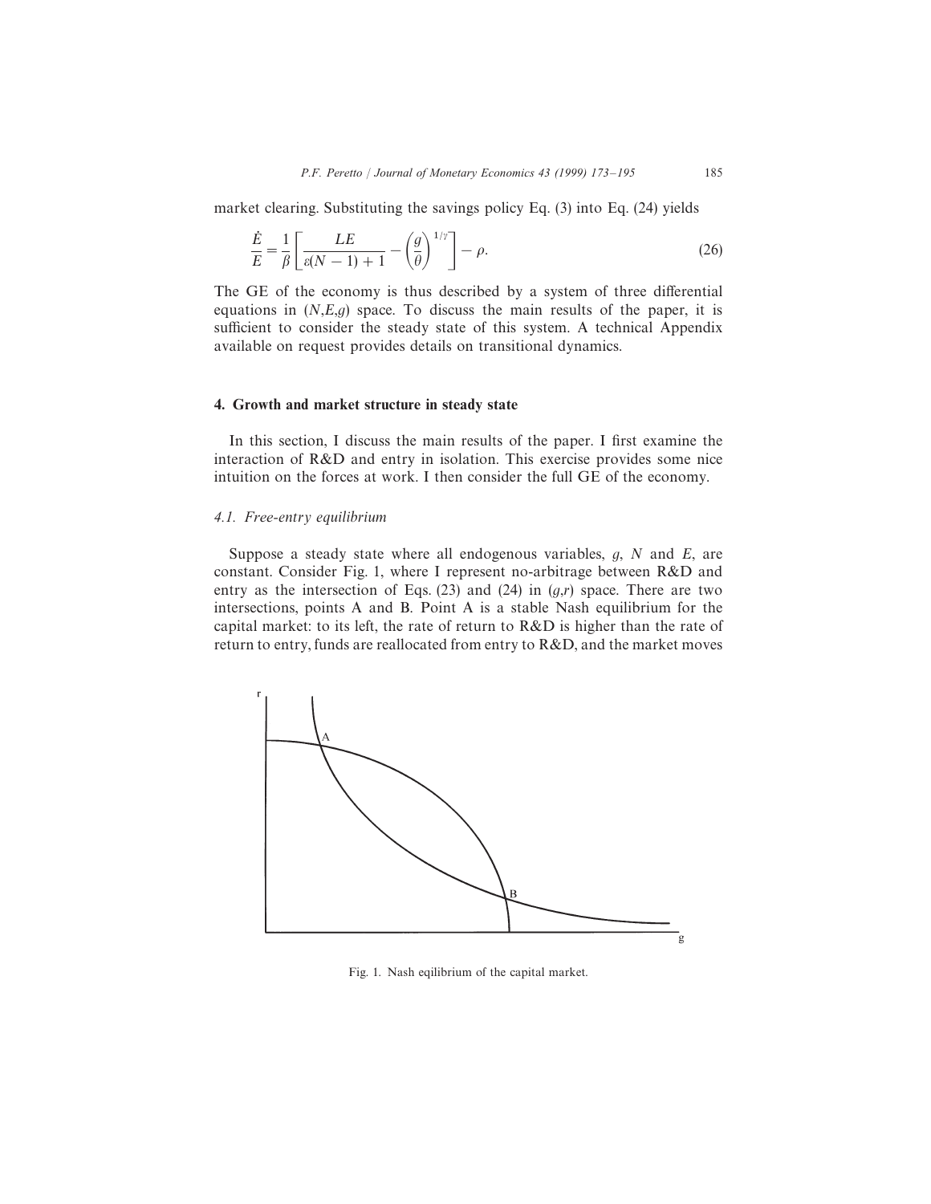market clearing. Substituting the savings policy Eq. (3) into Eq. (24) yields

$$\frac{\dot{E}}{E} = \frac{1}{\beta}\left[\frac{LE}{\varepsilon(N-1)+1} - \left(\frac{g}{\theta}\right)^{1/\gamma}\right] - \rho. \tag{26}$$

The GE of the economy is thus described by a system of three differential equations in $(N,E,g)$ space. To discuss the main results of the paper, it is sufficient to consider the steady state of this system. A technical Appendix available on request provides details on transitional dynamics.

## 4. Growth and market structure in steady state

In this section, I discuss the main results of the paper. I first examine the interaction of R&D and entry in isolation. This exercise provides some nice intuition on the forces at work. I then consider the full GE of the economy.

### *4.1. Free-entry equilibrium*

Suppose a steady state where all endogenous variables, $g$, $N$ and $E$, are constant. Consider Fig. 1, where I represent no-arbitrage between R&D and entry as the intersection of Eqs. (23) and (24) in $(g,r)$ space. There are two intersections, points A and B. Point A is a stable Nash equilibrium for the capital market: to its left, the rate of return to R&D is higher than the rate of return to entry, funds are reallocated from entry to R&D, and the market moves

Fig. 1. Nash eqilibrium of the capital market.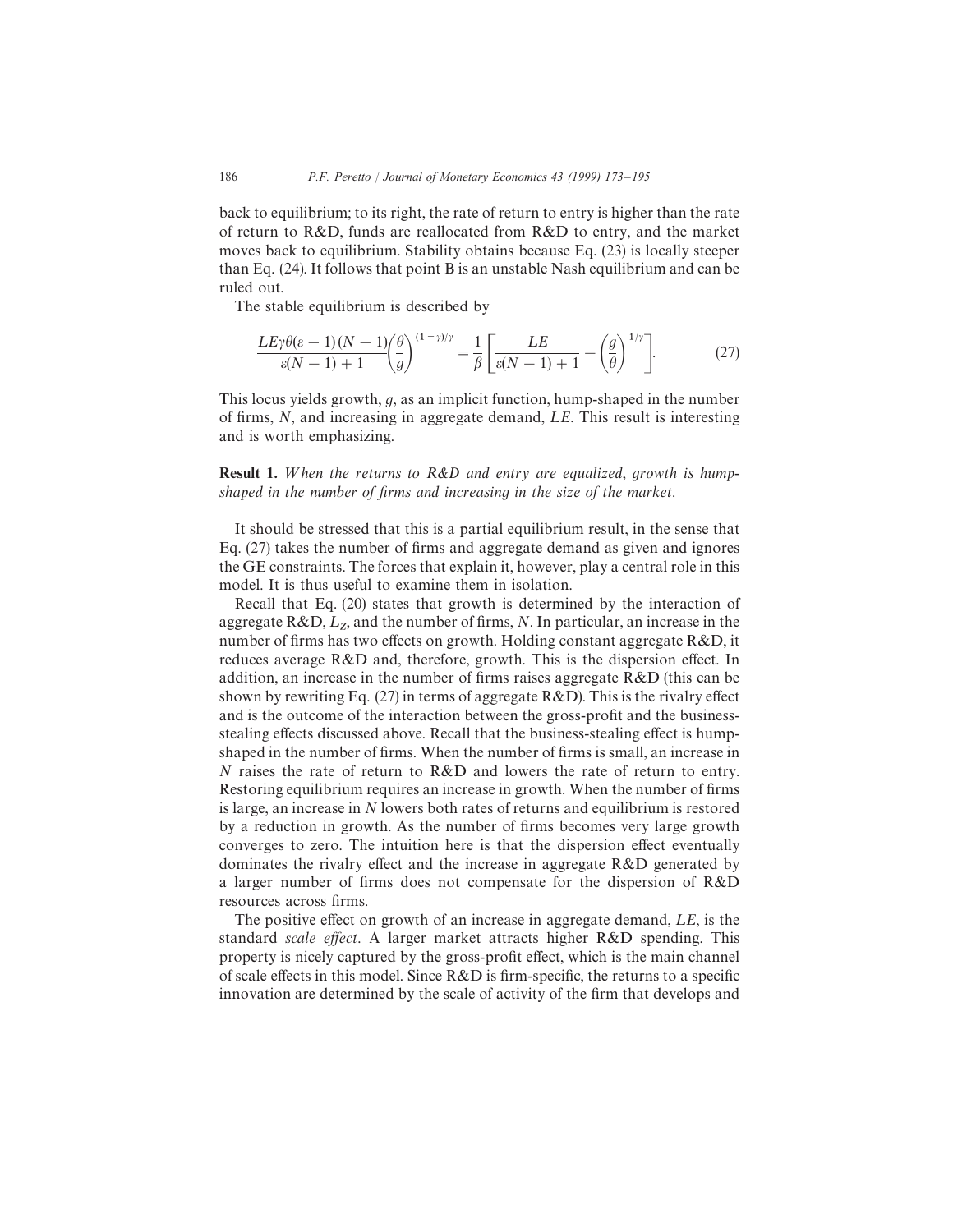back to equilibrium; to its right, the rate of return to entry is higher than the rate of return to R&D, funds are reallocated from R&D to entry, and the market moves back to equilibrium. Stability obtains because Eq. (23) is locally steeper than Eq. (24). It follows that point B is an unstable Nash equilibrium and can be ruled out.

The stable equilibrium is described by

$$\frac{LE\gamma\theta(\varepsilon-1)(N-1)}{\varepsilon(N-1)+1}\left(\frac{\theta}{g}\right)^{(1-\gamma)/\gamma}=\frac{1}{\beta}\left[\frac{LE}{\varepsilon(N-1)+1}-\left(\frac{g}{\theta}\right)^{1/\gamma}\right]. \tag{27}$$

This locus yields growth, $g$, as an implicit function, hump-shaped in the number of firms, $N$, and increasing in aggregate demand, $LE$. This result is interesting and is worth emphasizing.

**Result 1.** *When the returns to R&D and entry are equalized, growth is hump-shaped in the number of firms and increasing in the size of the market.*

It should be stressed that this is a partial equilibrium result, in the sense that Eq. (27) takes the number of firms and aggregate demand as given and ignores the GE constraints. The forces that explain it, however, play a central role in this model. It is thus useful to examine them in isolation.

Recall that Eq. (20) states that growth is determined by the interaction of aggregate R&D, $L_Z$, and the number of firms, $N$. In particular, an increase in the number of firms has two effects on growth. Holding constant aggregate R&D, it reduces average R&D and, therefore, growth. This is the dispersion effect. In addition, an increase in the number of firms raises aggregate R&D (this can be shown by rewriting Eq. (27) in terms of aggregate R&D). This is the rivalry effect and is the outcome of the interaction between the gross-profit and the business-stealing effects discussed above. Recall that the business-stealing effect is hump-shaped in the number of firms. When the number of firms is small, an increase in $N$ raises the rate of return to R&D and lowers the rate of return to entry. Restoring equilibrium requires an increase in growth. When the number of firms is large, an increase in $N$ lowers both rates of returns and equilibrium is restored by a reduction in growth. As the number of firms becomes very large growth converges to zero. The intuition here is that the dispersion effect eventually dominates the rivalry effect and the increase in aggregate R&D generated by a larger number of firms does not compensate for the dispersion of R&D resources across firms.

The positive effect on growth of an increase in aggregate demand, $LE$, is the standard *scale effect*. A larger market attracts higher R&D spending. This property is nicely captured by the gross-profit effect, which is the main channel of scale effects in this model. Since R&D is firm-specific, the returns to a specific innovation are determined by the scale of activity of the firm that develops and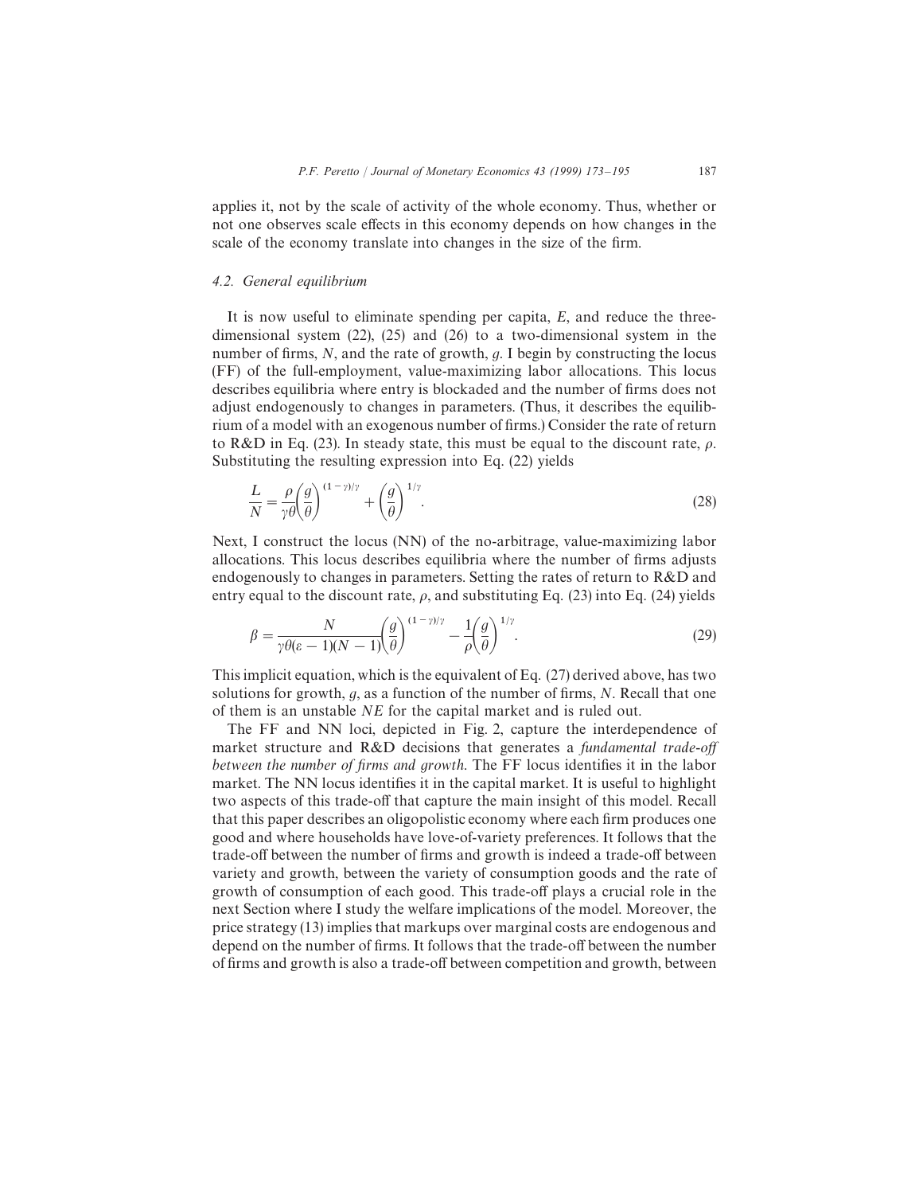applies it, not by the scale of activity of the whole economy. Thus, whether or not one observes scale effects in this economy depends on how changes in the scale of the economy translate into changes in the size of the firm.

### 4.2. General equilibrium

It is now useful to eliminate spending per capita, $E$, and reduce the three-dimensional system (22), (25) and (26) to a two-dimensional system in the number of firms, $N$, and the rate of growth, $g$. I begin by constructing the locus (FF) of the full-employment, value-maximizing labor allocations. This locus describes equilibria where entry is blockaded and the number of firms does not adjust endogenously to changes in parameters. (Thus, it describes the equilibrium of a model with an exogenous number of firms.) Consider the rate of return to R&D in Eq. (23). In steady state, this must be equal to the discount rate, $\rho$. Substituting the resulting expression into Eq. (22) yields

$$\frac{L}{N} = \frac{\rho}{\gamma\theta}\left(\frac{g}{\theta}\right)^{(1-\gamma)/\gamma} + \left(\frac{g}{\theta}\right)^{1/\gamma}. \tag{28}$$

Next, I construct the locus (NN) of the no-arbitrage, value-maximizing labor allocations. This locus describes equilibria where the number of firms adjusts endogenously to changes in parameters. Setting the rates of return to R&D and entry equal to the discount rate, $\rho$, and substituting Eq. (23) into Eq. (24) yields

$$\beta = \frac{N}{\gamma\theta(\varepsilon - 1)(N-1)}\left(\frac{g}{\theta}\right)^{(1-\gamma)/\gamma} - \frac{1}{\rho}\left(\frac{g}{\theta}\right)^{1/\gamma}. \tag{29}$$

This implicit equation, which is the equivalent of Eq. (27) derived above, has two solutions for growth, $g$, as a function of the number of firms, $N$. Recall that one of them is an unstable *NE* for the capital market and is ruled out.

The FF and NN loci, depicted in Fig. 2, capture the interdependence of market structure and R&D decisions that generates a *fundamental trade-off between the number of firms and growth*. The FF locus identifies it in the labor market. The NN locus identifies it in the capital market. It is useful to highlight two aspects of this trade-off that capture the main insight of this model. Recall that this paper describes an oligopolistic economy where each firm produces one good and where households have love-of-variety preferences. It follows that the trade-off between the number of firms and growth is indeed a trade-off between variety and growth, between the variety of consumption goods and the rate of growth of consumption of each good. This trade-off plays a crucial role in the next Section where I study the welfare implications of the model. Moreover, the price strategy (13) implies that markups over marginal costs are endogenous and depend on the number of firms. It follows that the trade-off between the number of firms and growth is also a trade-off between competition and growth, between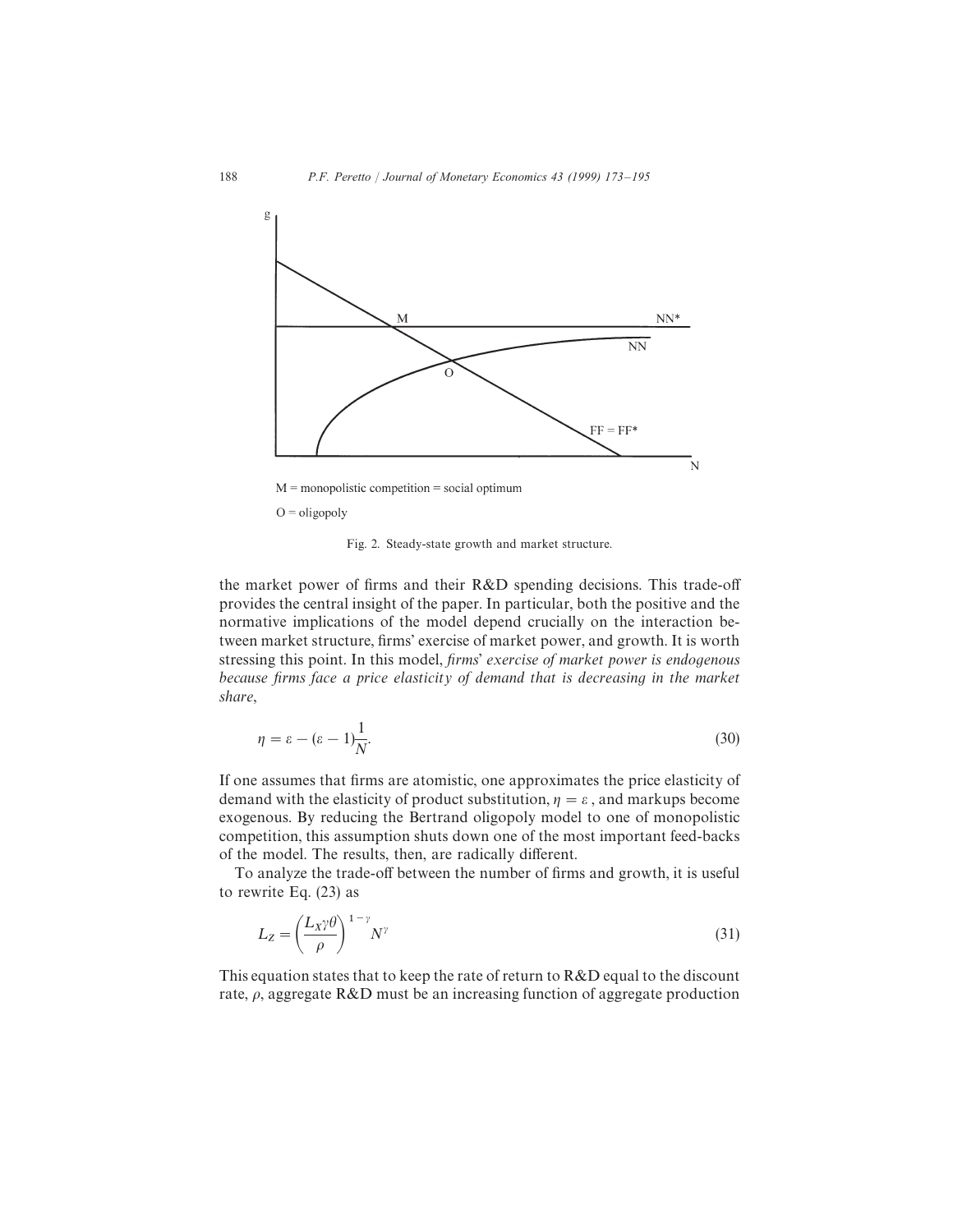M = monopolistic competition = social optimum

O = oligopoly

Fig. 2. Steady-state growth and market structure.

the market power of firms and their R&D spending decisions. This trade-off provides the central insight of the paper. In particular, both the positive and the normative implications of the model depend crucially on the interaction between market structure, firms' exercise of market power, and growth. It is worth stressing this point. In this model, *firms' exercise of market power is endogenous because firms face a price elasticity of demand that is decreasing in the market share*,

$$\eta = \varepsilon - (\varepsilon - 1)\frac{1}{N}. \tag{30}$$

If one assumes that firms are atomistic, one approximates the price elasticity of demand with the elasticity of product substitution, $\eta = \varepsilon$, and markups become exogenous. By reducing the Bertrand oligopoly model to one of monopolistic competition, this assumption shuts down one of the most important feed-backs of the model. The results, then, are radically different.

To analyze the trade-off between the number of firms and growth, it is useful to rewrite Eq. (23) as

$$L_Z = \left(\frac{L_X \gamma \theta}{\rho}\right)^{1-\gamma} N^{\gamma} \tag{31}$$

This equation states that to keep the rate of return to R&D equal to the discount rate, $\rho$, aggregate R&D must be an increasing function of aggregate production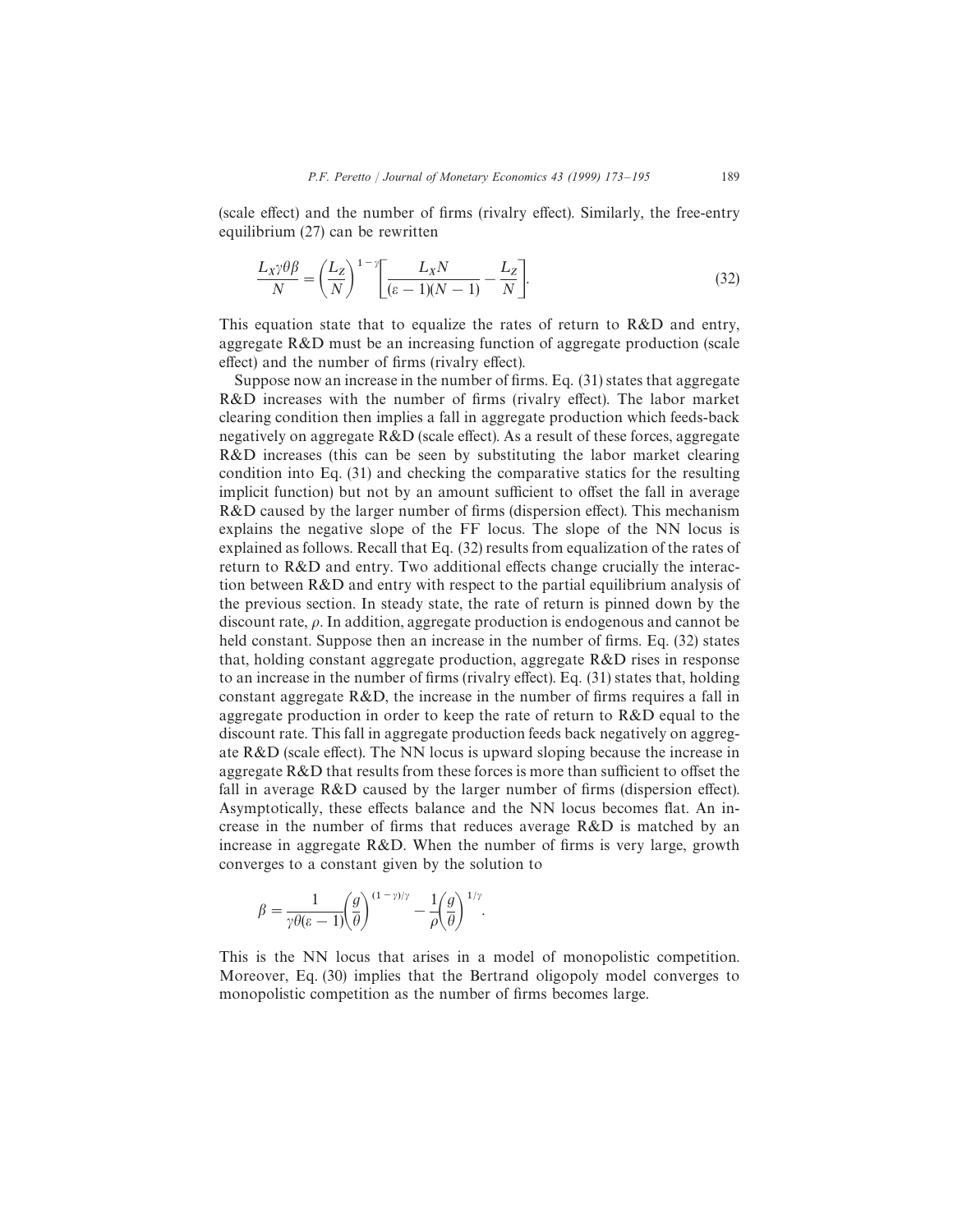(scale effect) and the number of firms (rivalry effect). Similarly, the free-entry equilibrium (27) can be rewritten

$$\frac{L_X \gamma \theta \beta}{N} = \left(\frac{L_Z}{N}\right)^{1-\gamma}\left[\frac{L_X N}{(\varepsilon - 1)(N-1)} - \frac{L_Z}{N}\right]. \tag{32}$$

This equation state that to equalize the rates of return to R&D and entry, aggregate R&D must be an increasing function of aggregate production (scale effect) and the number of firms (rivalry effect).

Suppose now an increase in the number of firms. Eq. (31) states that aggregate R&D increases with the number of firms (rivalry effect). The labor market clearing condition then implies a fall in aggregate production which feeds-back negatively on aggregate R&D (scale effect). As a result of these forces, aggregate R&D increases (this can be seen by substituting the labor market clearing condition into Eq. (31) and checking the comparative statics for the resulting implicit function) but not by an amount sufficient to offset the fall in average R&D caused by the larger number of firms (dispersion effect). This mechanism explains the negative slope of the FF locus. The slope of the NN locus is explained as follows. Recall that Eq. (32) results from equalization of the rates of return to R&D and entry. Two additional effects change crucially the interaction between R&D and entry with respect to the partial equilibrium analysis of the previous section. In steady state, the rate of return is pinned down by the discount rate, $\rho$. In addition, aggregate production is endogenous and cannot be held constant. Suppose then an increase in the number of firms. Eq. (32) states that, holding constant aggregate production, aggregate R&D rises in response to an increase in the number of firms (rivalry effect). Eq. (31) states that, holding constant aggregate R&D, the increase in the number of firms requires a fall in aggregate production in order to keep the rate of return to R&D equal to the discount rate. This fall in aggregate production feeds back negatively on aggregate R&D (scale effect). The NN locus is upward sloping because the increase in aggregate R&D that results from these forces is more than sufficient to offset the fall in average R&D caused by the larger number of firms (dispersion effect). Asymptotically, these effects balance and the NN locus becomes flat. An increase in the number of firms that reduces average R&D is matched by an increase in aggregate R&D. When the number of firms is very large, growth converges to a constant given by the solution to

$$\beta = \frac{1}{\gamma\theta(\varepsilon - 1)}\left(\frac{g}{\theta}\right)^{(1-\gamma)/\gamma} - \frac{1}{\rho}\left(\frac{g}{\theta}\right)^{1/\gamma}.$$

This is the NN locus that arises in a model of monopolistic competition. Moreover, Eq. (30) implies that the Bertrand oligopoly model converges to monopolistic competition as the number of firms becomes large.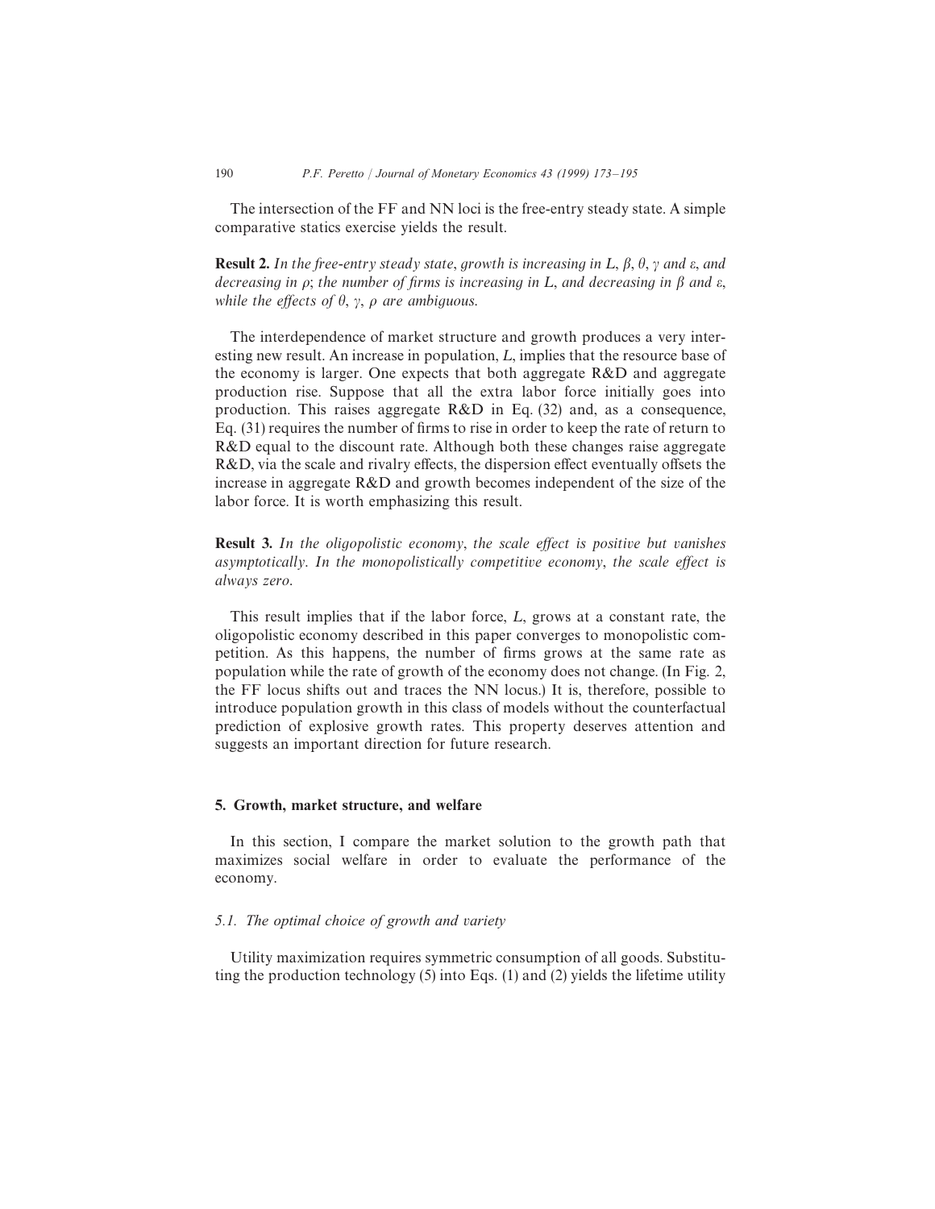The intersection of the FF and NN loci is the free-entry steady state. A simple comparative statics exercise yields the result.

**Result 2.** *In the free-entry steady state, growth is increasing in $L$, $\beta$, $\theta$, $\gamma$ and $\varepsilon$, and decreasing in $\rho$; the number of firms is increasing in $L$, and decreasing in $\beta$ and $\varepsilon$, while the effects of $\theta$, $\gamma$, $\rho$ are ambiguous.*

The interdependence of market structure and growth produces a very interesting new result. An increase in population, $L$, implies that the resource base of the economy is larger. One expects that both aggregate R&D and aggregate production rise. Suppose that all the extra labor force initially goes into production. This raises aggregate R&D in Eq. (32) and, as a consequence, Eq. (31) requires the number of firms to rise in order to keep the rate of return to R&D equal to the discount rate. Although both these changes raise aggregate R&D, via the scale and rivalry effects, the dispersion effect eventually offsets the increase in aggregate R&D and growth becomes independent of the size of the labor force. It is worth emphasizing this result.

**Result 3.** *In the oligopolistic economy, the scale effect is positive but vanishes asymptotically. In the monopolistically competitive economy, the scale effect is always zero.*

This result implies that if the labor force, $L$, grows at a constant rate, the oligopolistic economy described in this paper converges to monopolistic competition. As this happens, the number of firms grows at the same rate as population while the rate of growth of the economy does not change. (In Fig. 2, the FF locus shifts out and traces the NN locus.) It is, therefore, possible to introduce population growth in this class of models without the counterfactual prediction of explosive growth rates. This property deserves attention and suggests an important direction for future research.

## 5. Growth, market structure, and welfare

In this section, I compare the market solution to the growth path that maximizes social welfare in order to evaluate the performance of the economy.

### *5.1. The optimal choice of growth and variety*

Utility maximization requires symmetric consumption of all goods. Substituting the production technology (5) into Eqs. (1) and (2) yields the lifetime utility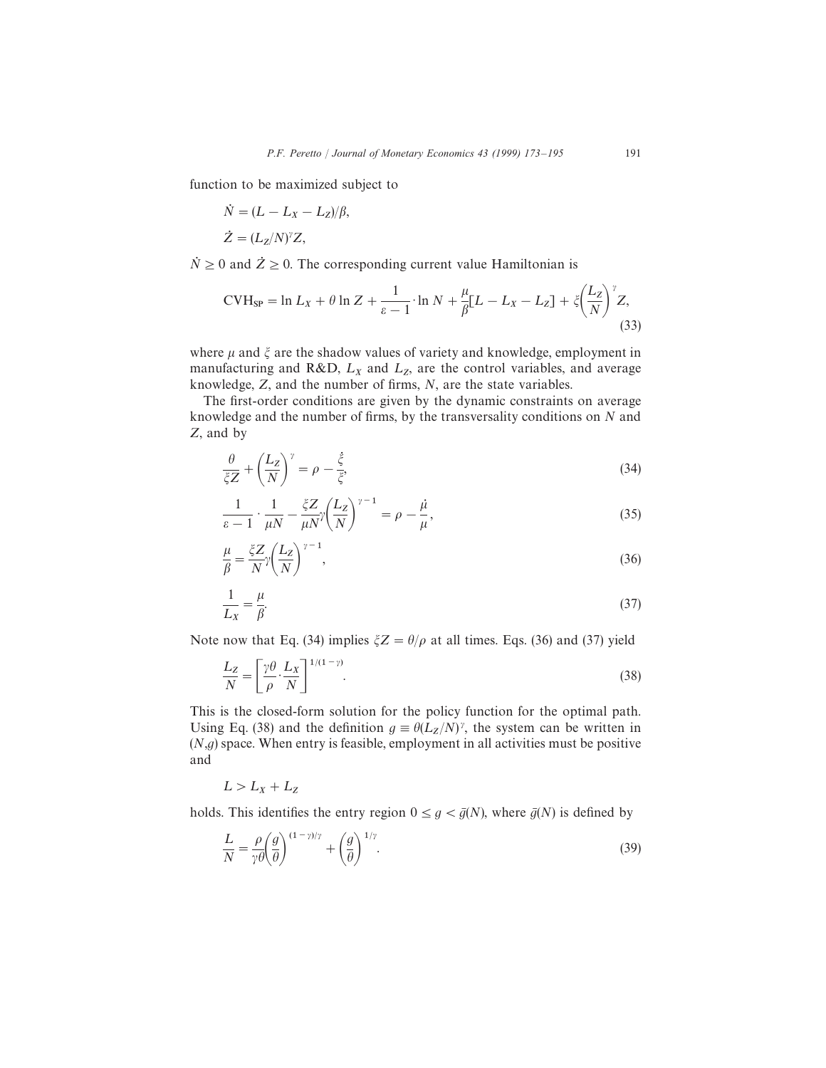function to be maximized subject to

$$\dot{N} = (L - L_X - L_Z)/\beta,$$

$$\dot{Z} = (L_Z/N)^{\gamma} Z,$$

$\dot{N} \geq 0$ and $\dot{Z} \geq 0$. The corresponding current value Hamiltonian is

$$\mathrm{CVH_{SP}} = \ln L_X + \theta \ln Z + \frac{1}{\varepsilon - 1} \cdot \ln N + \frac{\mu}{\beta}[L - L_X - L_Z] + \xi \left(\frac{L_Z}{N}\right)^{\gamma} Z, \tag{33}$$

where $\mu$ and $\xi$ are the shadow values of variety and knowledge, employment in manufacturing and R&D, $L_X$ and $L_Z$, are the control variables, and average knowledge, $Z$, and the number of firms, $N$, are the state variables.

The first-order conditions are given by the dynamic constraints on average knowledge and the number of firms, by the transversality conditions on $N$ and $Z$, and by

$$\frac{\theta}{\xi Z} + \left(\frac{L_Z}{N}\right)^{\gamma} = \rho - \frac{\dot{\xi}}{\xi}, \tag{34}$$

$$\frac{1}{\varepsilon - 1} \cdot \frac{1}{\mu N} - \frac{\xi Z}{\mu N} \gamma \left(\frac{L_Z}{N}\right)^{\gamma - 1} = \rho - \frac{\dot{\mu}}{\mu}, \tag{35}$$

$$\frac{\mu}{\beta} = \frac{\xi Z}{N} \gamma \left(\frac{L_Z}{N}\right)^{\gamma - 1}, \tag{36}$$

$$\frac{1}{L_X} = \frac{\mu}{\beta}. \tag{37}$$

Note now that Eq. (34) implies $\xi Z = \theta/\rho$ at all times. Eqs. (36) and (37) yield

$$\frac{L_Z}{N} = \left[\frac{\gamma \theta}{\rho} \cdot \frac{L_X}{N}\right]^{1/(1-\gamma)}. \tag{38}$$

This is the closed-form solution for the policy function for the optimal path. Using Eq. (38) and the definition $g \equiv \theta (L_Z/N)^{\gamma}$, the system can be written in $(N,g)$ space. When entry is feasible, employment in all activities must be positive and

$$L > L_X + L_Z$$

holds. This identifies the entry region $0 \leq g < \bar{g}(N)$, where $\bar{g}(N)$ is defined by

$$\frac{L}{N} = \frac{\rho}{\gamma \theta} \left(\frac{g}{\theta}\right)^{(1-\gamma)/\gamma} + \left(\frac{g}{\theta}\right)^{1/\gamma}. \tag{39}$$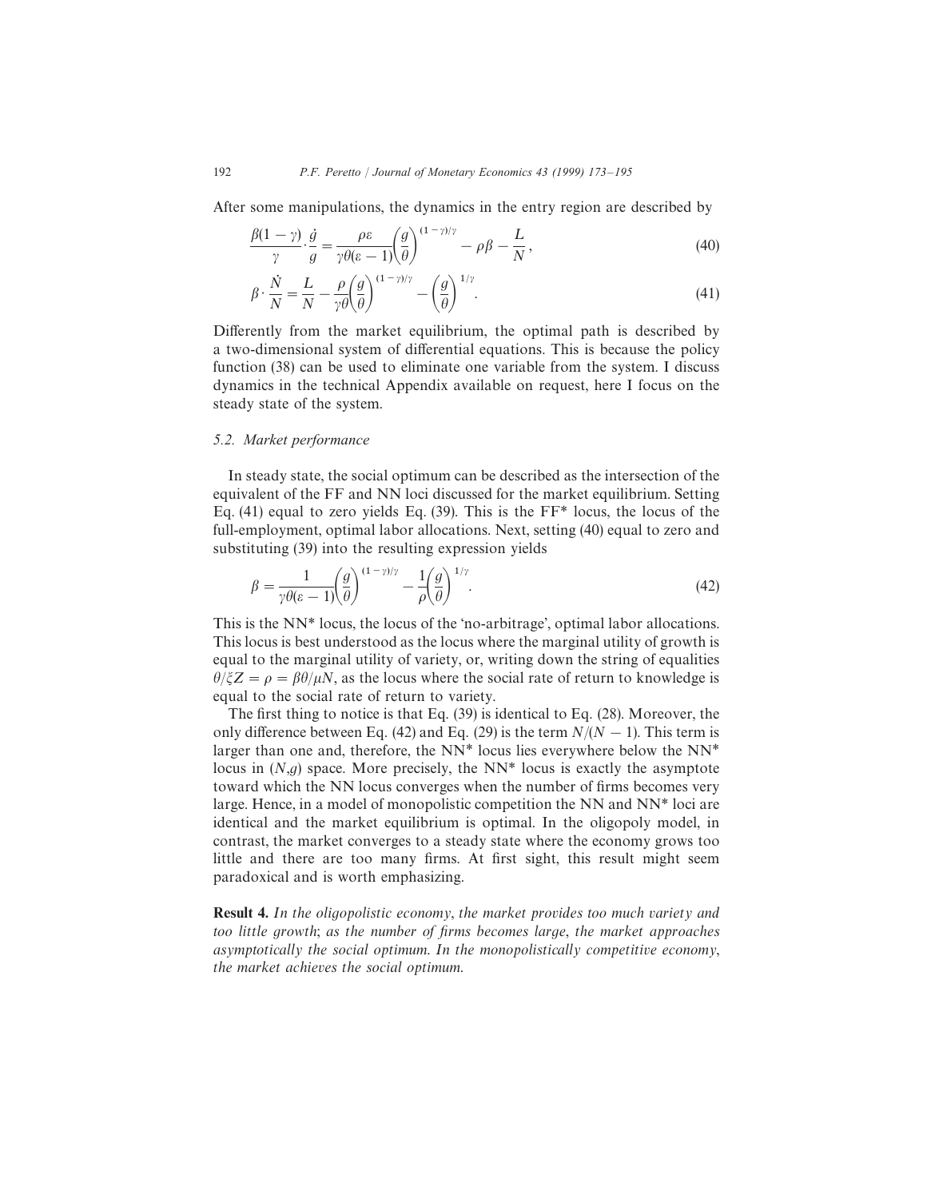After some manipulations, the dynamics in the entry region are described by

$$\frac{\beta(1-\gamma)}{\gamma}\cdot\frac{\dot{g}}{g}=\frac{\rho\varepsilon}{\gamma\theta(\varepsilon-1)}\left(\frac{g}{\theta}\right)^{(1-\gamma)/\gamma}-\rho\beta-\frac{L}{N}, \tag{40}$$

$$\beta\cdot\frac{\dot{N}}{N}=\frac{L}{N}-\frac{\rho}{\gamma\theta}\left(\frac{g}{\theta}\right)^{(1-\gamma)/\gamma}-\left(\frac{g}{\theta}\right)^{1/\gamma}. \tag{41}$$

Differently from the market equilibrium, the optimal path is described by a two-dimensional system of differential equations. This is because the policy function (38) can be used to eliminate one variable from the system. I discuss dynamics in the technical Appendix available on request, here I focus on the steady state of the system.

### 5.2. Market performance

In steady state, the social optimum can be described as the intersection of the equivalent of the FF and NN loci discussed for the market equilibrium. Setting Eq. (41) equal to zero yields Eq. (39). This is the FF* locus, the locus of the full-employment, optimal labor allocations. Next, setting (40) equal to zero and substituting (39) into the resulting expression yields

$$\beta=\frac{1}{\gamma\theta(\varepsilon-1)}\left(\frac{g}{\theta}\right)^{(1-\gamma)/\gamma}-\frac{1}{\rho}\left(\frac{g}{\theta}\right)^{1/\gamma}. \tag{42}$$

This is the NN* locus, the locus of the 'no-arbitrage', optimal labor allocations. This locus is best understood as the locus where the marginal utility of growth is equal to the marginal utility of variety, or, writing down the string of equalities $\theta/\xi Z=\rho=\beta\theta/\mu N$, as the locus where the social rate of return to knowledge is equal to the social rate of return to variety.

The first thing to notice is that Eq. (39) is identical to Eq. (28). Moreover, the only difference between Eq. (42) and Eq. (29) is the term $N/(N-1)$. This term is larger than one and, therefore, the NN* locus lies everywhere below the NN* locus in $(N,g)$ space. More precisely, the NN* locus is exactly the asymptote toward which the NN locus converges when the number of firms becomes very large. Hence, in a model of monopolistic competition the NN and NN* loci are identical and the market equilibrium is optimal. In the oligopoly model, in contrast, the market converges to a steady state where the economy grows too little and there are too many firms. At first sight, this result might seem paradoxical and is worth emphasizing.

**Result 4.** *In the oligopolistic economy, the market provides too much variety and too little growth; as the number of firms becomes large, the market approaches asymptotically the social optimum. In the monopolistically competitive economy, the market achieves the social optimum.*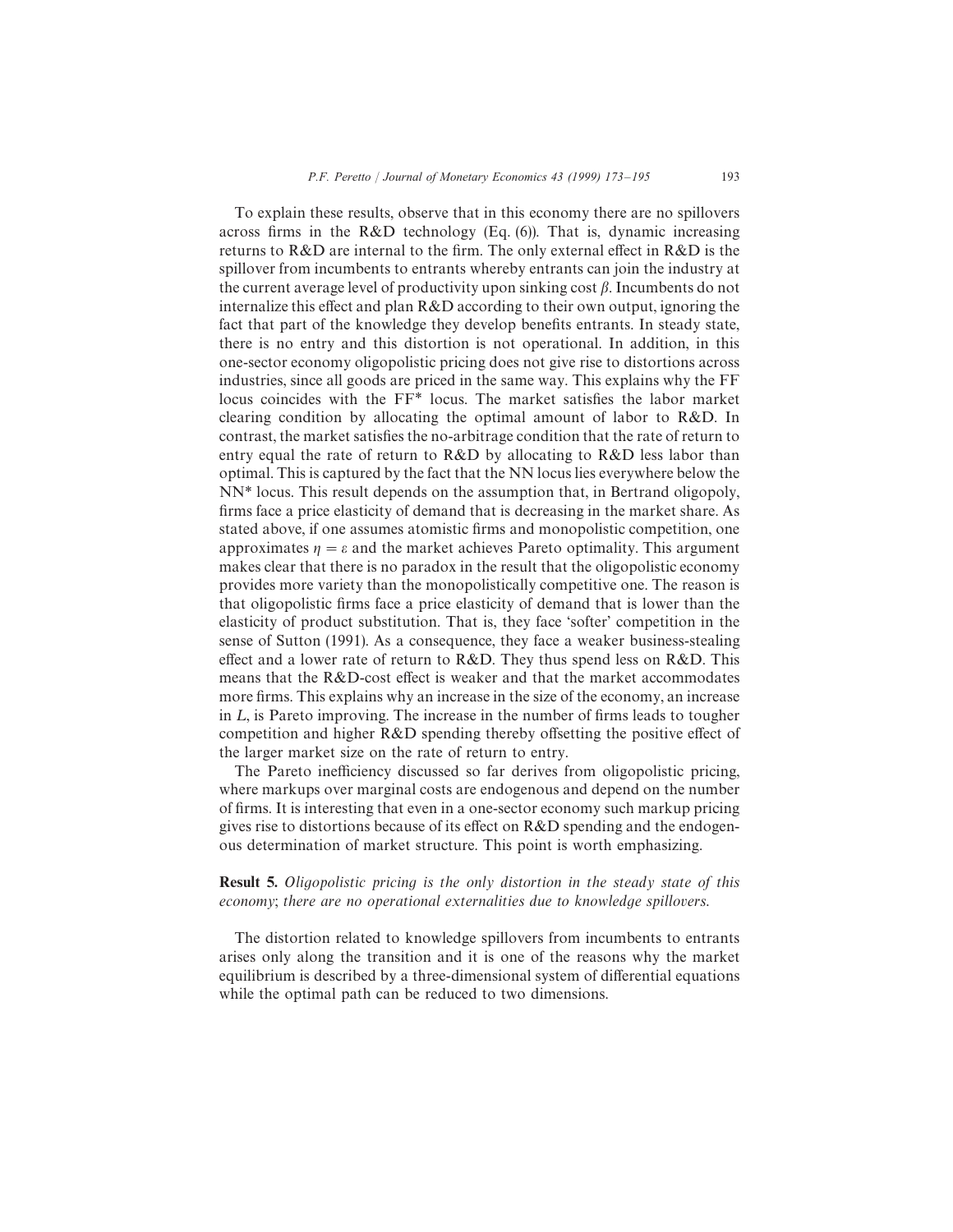To explain these results, observe that in this economy there are no spillovers across firms in the R&D technology (Eq. (6)). That is, dynamic increasing returns to R&D are internal to the firm. The only external effect in R&D is the spillover from incumbents to entrants whereby entrants can join the industry at the current average level of productivity upon sinking cost $\beta$. Incumbents do not internalize this effect and plan R&D according to their own output, ignoring the fact that part of the knowledge they develop benefits entrants. In steady state, there is no entry and this distortion is not operational. In addition, in this one-sector economy oligopolistic pricing does not give rise to distortions across industries, since all goods are priced in the same way. This explains why the FF locus coincides with the FF* locus. The market satisfies the labor market clearing condition by allocating the optimal amount of labor to R&D. In contrast, the market satisfies the no-arbitrage condition that the rate of return to entry equal the rate of return to R&D by allocating to R&D less labor than optimal. This is captured by the fact that the NN locus lies everywhere below the NN* locus. This result depends on the assumption that, in Bertrand oligopoly, firms face a price elasticity of demand that is decreasing in the market share. As stated above, if one assumes atomistic firms and monopolistic competition, one approximates $\eta = \varepsilon$ and the market achieves Pareto optimality. This argument makes clear that there is no paradox in the result that the oligopolistic economy provides more variety than the monopolistically competitive one. The reason is that oligopolistic firms face a price elasticity of demand that is lower than the elasticity of product substitution. That is, they face 'softer' competition in the sense of Sutton (1991). As a consequence, they face a weaker business-stealing effect and a lower rate of return to R&D. They thus spend less on R&D. This means that the R&D-cost effect is weaker and that the market accommodates more firms. This explains why an increase in the size of the economy, an increase in $L$, is Pareto improving. The increase in the number of firms leads to tougher competition and higher R&D spending thereby offsetting the positive effect of the larger market size on the rate of return to entry.

The Pareto inefficiency discussed so far derives from oligopolistic pricing, where markups over marginal costs are endogenous and depend on the number of firms. It is interesting that even in a one-sector economy such markup pricing gives rise to distortions because of its effect on R&D spending and the endogenous determination of market structure. This point is worth emphasizing.

**Result 5.** *Oligopolistic pricing is the only distortion in the steady state of this economy; there are no operational externalities due to knowledge spillovers.*

The distortion related to knowledge spillovers from incumbents to entrants arises only along the transition and it is one of the reasons why the market equilibrium is described by a three-dimensional system of differential equations while the optimal path can be reduced to two dimensions.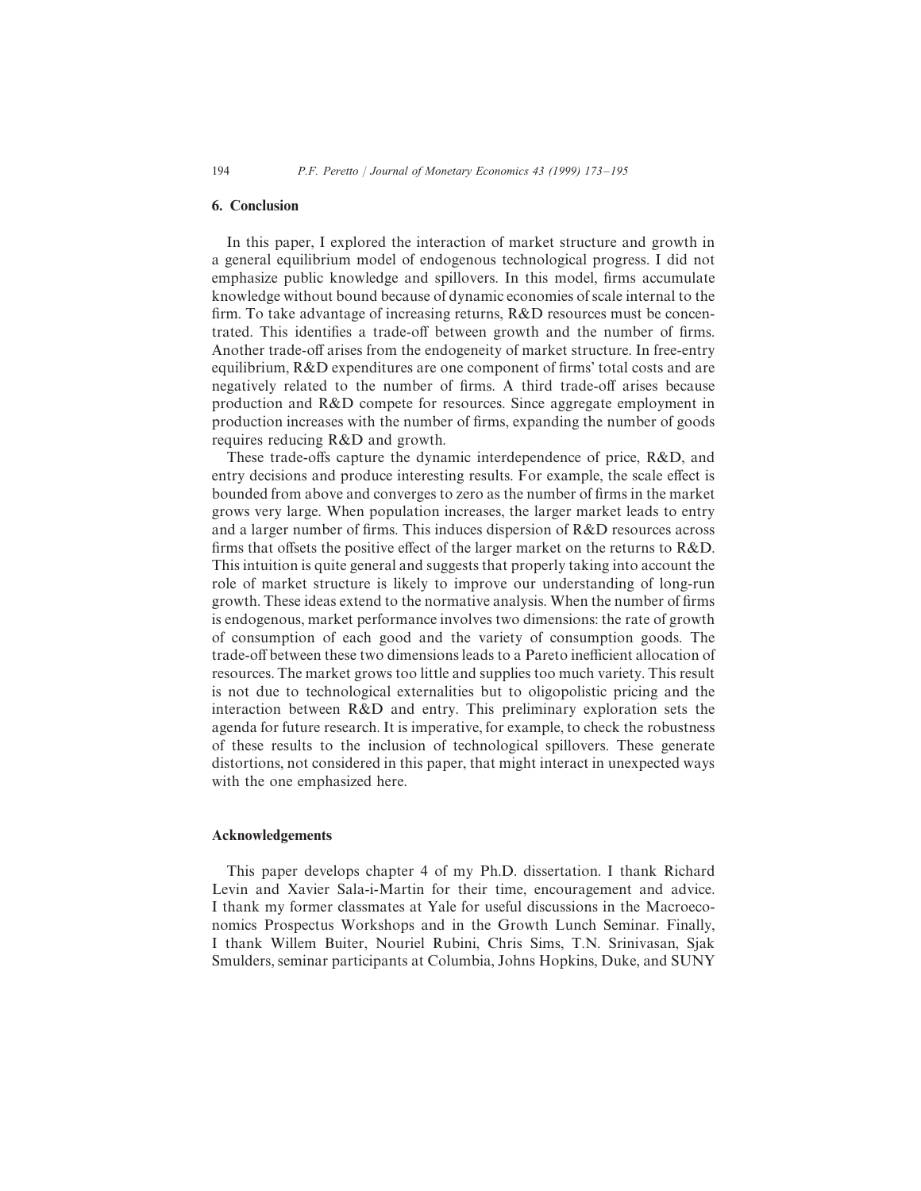## 6. Conclusion

In this paper, I explored the interaction of market structure and growth in a general equilibrium model of endogenous technological progress. I did not emphasize public knowledge and spillovers. In this model, firms accumulate knowledge without bound because of dynamic economies of scale internal to the firm. To take advantage of increasing returns, R&D resources must be concentrated. This identifies a trade-off between growth and the number of firms. Another trade-off arises from the endogeneity of market structure. In free-entry equilibrium, R&D expenditures are one component of firms' total costs and are negatively related to the number of firms. A third trade-off arises because production and R&D compete for resources. Since aggregate employment in production increases with the number of firms, expanding the number of goods requires reducing R&D and growth.

These trade-offs capture the dynamic interdependence of price, R&D, and entry decisions and produce interesting results. For example, the scale effect is bounded from above and converges to zero as the number of firms in the market grows very large. When population increases, the larger market leads to entry and a larger number of firms. This induces dispersion of R&D resources across firms that offsets the positive effect of the larger market on the returns to R&D. This intuition is quite general and suggests that properly taking into account the role of market structure is likely to improve our understanding of long-run growth. These ideas extend to the normative analysis. When the number of firms is endogenous, market performance involves two dimensions: the rate of growth of consumption of each good and the variety of consumption goods. The trade-off between these two dimensions leads to a Pareto inefficient allocation of resources. The market grows too little and supplies too much variety. This result is not due to technological externalities but to oligopolistic pricing and the interaction between R&D and entry. This preliminary exploration sets the agenda for future research. It is imperative, for example, to check the robustness of these results to the inclusion of technological spillovers. These generate distortions, not considered in this paper, that might interact in unexpected ways with the one emphasized here.

## Acknowledgements

This paper develops chapter 4 of my Ph.D. dissertation. I thank Richard Levin and Xavier Sala-i-Martin for their time, encouragement and advice. I thank my former classmates at Yale for useful discussions in the Macroeconomics Prospectus Workshops and in the Growth Lunch Seminar. Finally, I thank Willem Buiter, Nouriel Rubini, Chris Sims, T.N. Srinivasan, Sjak Smulders, seminar participants at Columbia, Johns Hopkins, Duke, and SUNY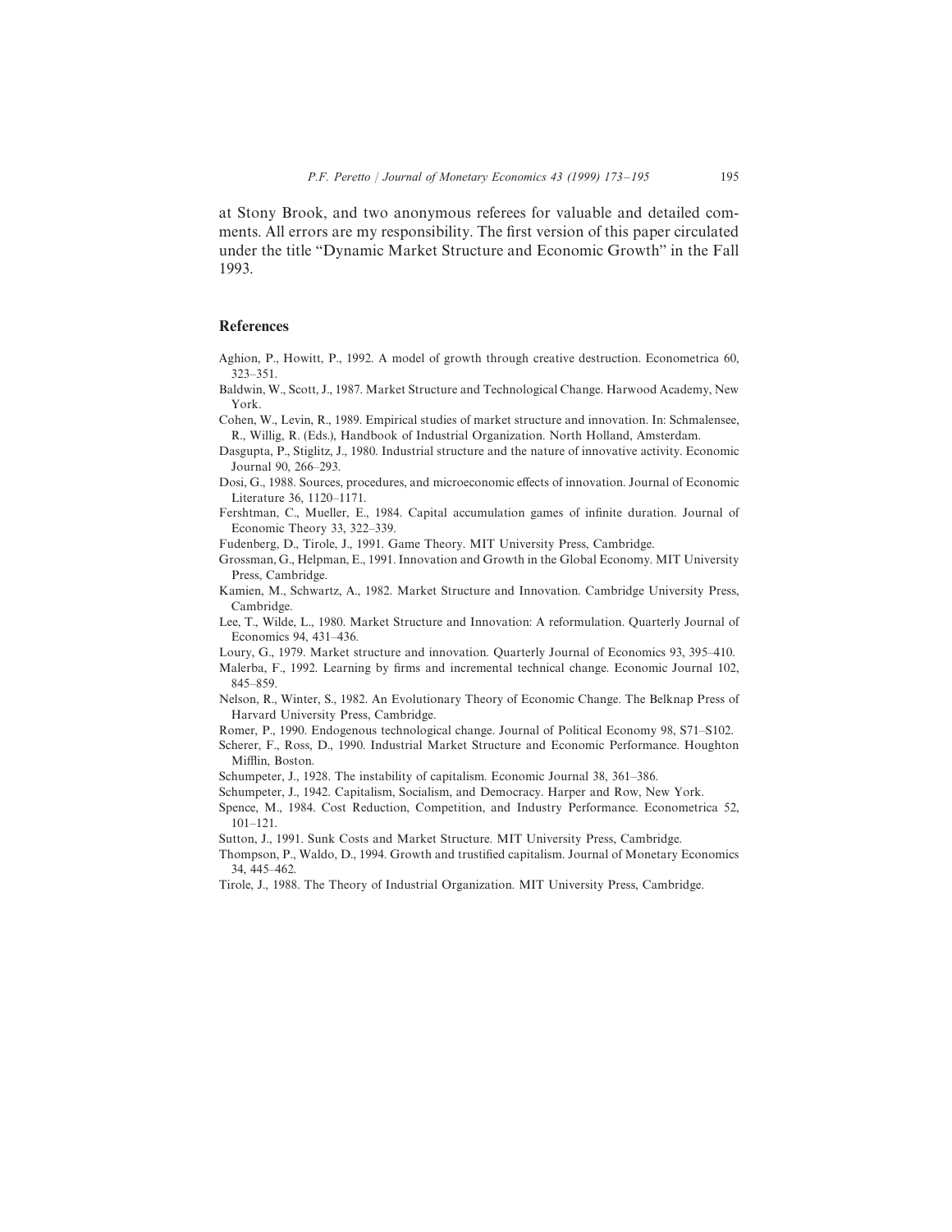at Stony Brook, and two anonymous referees for valuable and detailed comments. All errors are my responsibility. The first version of this paper circulated under the title "Dynamic Market Structure and Economic Growth" in the Fall 1993.

## References

Aghion, P., Howitt, P., 1992. A model of growth through creative destruction. Econometrica 60, 323–351.

Baldwin, W., Scott, J., 1987. Market Structure and Technological Change. Harwood Academy, New York.

Cohen, W., Levin, R., 1989. Empirical studies of market structure and innovation. In: Schmalensee, R., Willig, R. (Eds.), Handbook of Industrial Organization. North Holland, Amsterdam.

Dasgupta, P., Stiglitz, J., 1980. Industrial structure and the nature of innovative activity. Economic Journal 90, 266–293.

Dosi, G., 1988. Sources, procedures, and microeconomic effects of innovation. Journal of Economic Literature 36, 1120–1171.

Fershtman, C., Mueller, E., 1984. Capital accumulation games of infinite duration. Journal of Economic Theory 33, 322–339.

Fudenberg, D., Tirole, J., 1991. Game Theory. MIT University Press, Cambridge.

Grossman, G., Helpman, E., 1991. Innovation and Growth in the Global Economy. MIT University Press, Cambridge.

Kamien, M., Schwartz, A., 1982. Market Structure and Innovation. Cambridge University Press, Cambridge.

Lee, T., Wilde, L., 1980. Market Structure and Innovation: A reformulation. Quarterly Journal of Economics 94, 431–436.

Loury, G., 1979. Market structure and innovation. Quarterly Journal of Economics 93, 395–410.

Malerba, F., 1992. Learning by firms and incremental technical change. Economic Journal 102, 845–859.

Nelson, R., Winter, S., 1982. An Evolutionary Theory of Economic Change. The Belknap Press of Harvard University Press, Cambridge.

Romer, P., 1990. Endogenous technological change. Journal of Political Economy 98, S71–S102.

Scherer, F., Ross, D., 1990. Industrial Market Structure and Economic Performance. Houghton Mifflin, Boston.

Schumpeter, J., 1928. The instability of capitalism. Economic Journal 38, 361–386.

Schumpeter, J., 1942. Capitalism, Socialism, and Democracy. Harper and Row, New York.

Spence, M., 1984. Cost Reduction, Competition, and Industry Performance. Econometrica 52, 101–121.

Sutton, J., 1991. Sunk Costs and Market Structure. MIT University Press, Cambridge.

Thompson, P., Waldo, D., 1994. Growth and trustified capitalism. Journal of Monetary Economics 34, 445–462.

Tirole, J., 1988. The Theory of Industrial Organization. MIT University Press, Cambridge.